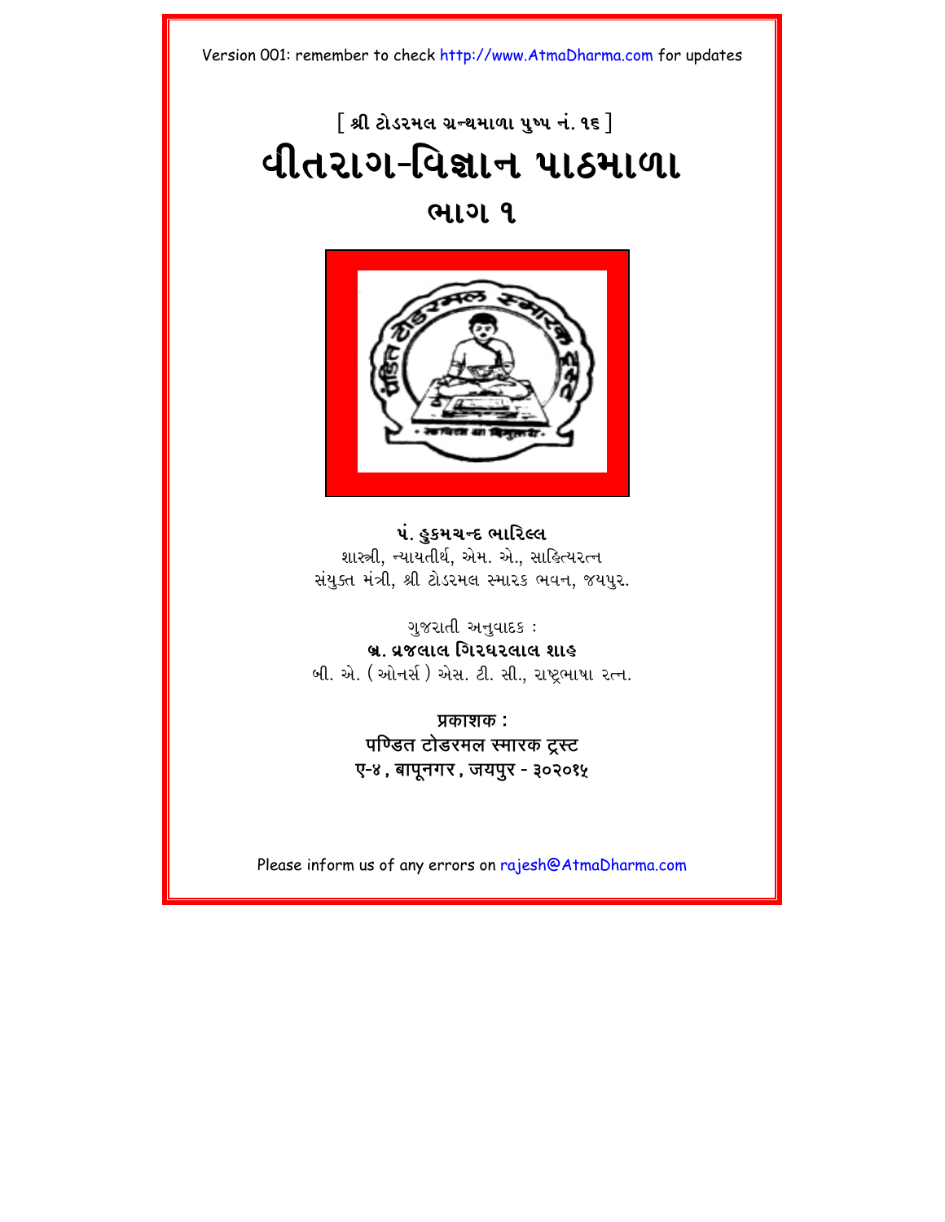Version 001: remember to check http://www.AtmaDharma.com for updates

[ શ્રી ટોડરમલ ગ્રન્થમાળા પુષ્પ નં. ૧૬ ]

# વીતરાગ-વિજ્ઞાન પાઠમાળા

## ભાગ ૧

**પં. હુકમચન્દ ભારિલ્લ**
શાસ્ત્રી, ન્યાયતીર્થ, એમ. એ., સાહિત્યરત્ન
સંયુક્ત મંત્રી, શ્રી ટોડરમલ સ્મારક ભવન, જયપુર.

ગુજરાતી અનુવાદક :
**બ્ર. વ્રજલાલ ગિરધરલાલ શાહ**
બી. એ. (ઓનર્સ) એસ. ટી. સી., રાષ્ટ્રભાષા રત્ન.

**प्रकाशक :**
**पण्डित टोडरमल स्मारक ट्रस्ट**
**ए-४, बापूनगर, जयपुर - ३०२०१५**

Please inform us of any errors on rajesh@AtmaDharma.com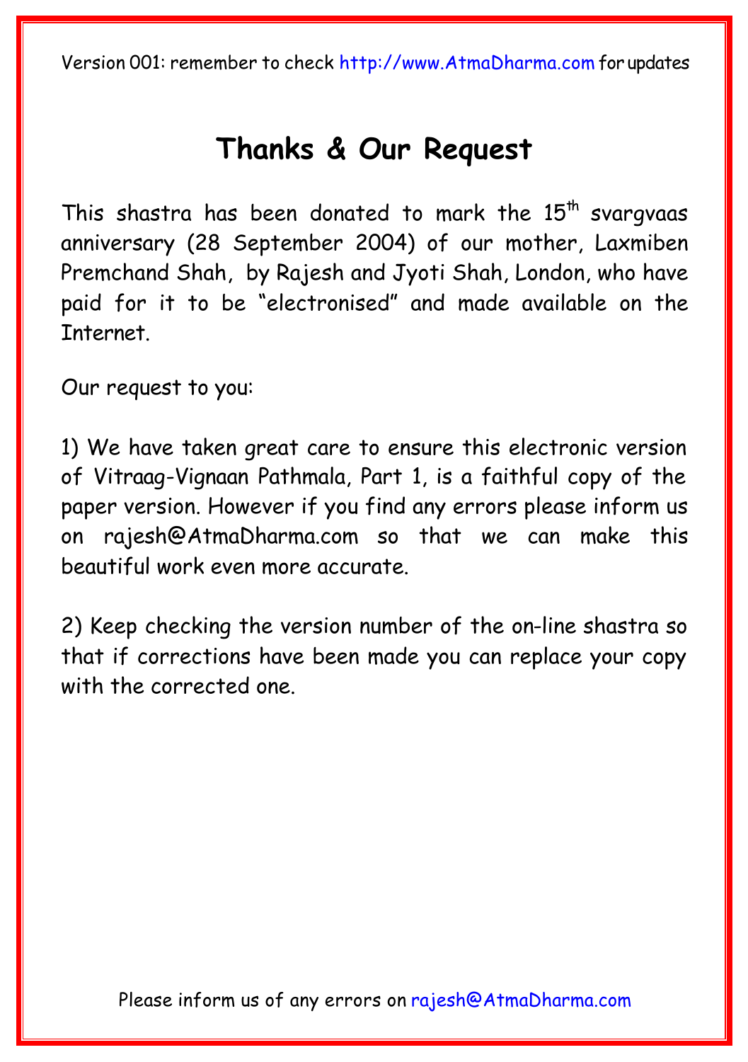Version 001: remember to check http://www.AtmaDharma.com for updates

# Thanks & Our Request

This shastra has been donated to mark the 15th svargvaas anniversary (28 September 2004) of our mother, Laxmiben Premchand Shah, by Rajesh and Jyoti Shah, London, who have paid for it to be "electronised" and made available on the Internet.

Our request to you:

1) We have taken great care to ensure this electronic version of Vitraag-Vignaan Pathmala, Part 1, is a faithful copy of the paper version. However if you find any errors please inform us on rajesh@AtmaDharma.com so that we can make this beautiful work even more accurate.

2) Keep checking the version number of the on-line shastra so that if corrections have been made you can replace your copy with the corrected one.

Please inform us of any errors on rajesh@AtmaDharma.com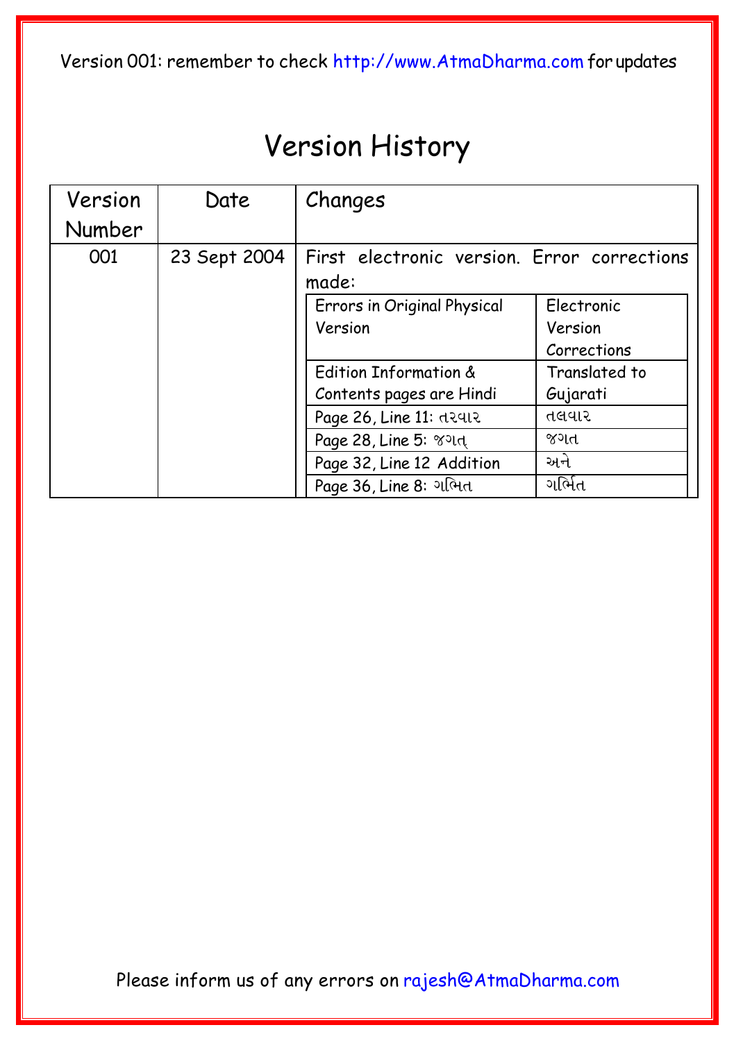# Version History

| Version Number | Date | Changes |
|---|---|---|
| 001 | 23 Sept 2004 | First electronic version. Error corrections made: |

| Errors in Original Physical Version | Electronic Version Corrections |
|---|---|
| Edition Information & Contents pages are Hindi | Translated to Gujarati |
| Page 26, Line 11: તરવાર | તલવાર |
| Page 28, Line 5: જગત્ | જગત |
| Page 32, Line 12 Addition | અને |
| Page 36, Line 8: ગભિત | ગર્ભિત |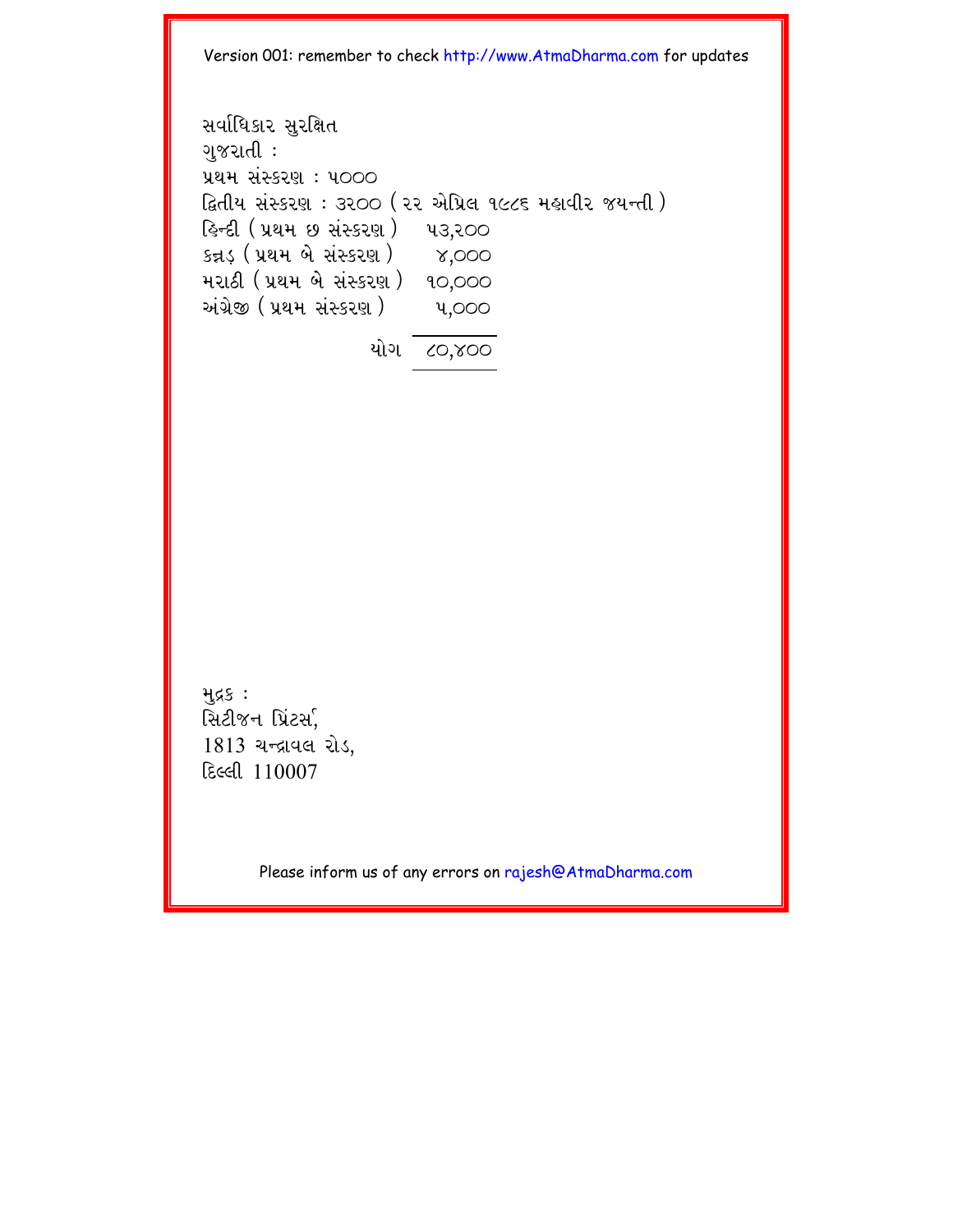સર્વાધિકાર સુરક્ષિત

ગુજરાતી :

પ્રથમ સંસ્કરણ : ૫૦૦૦

દ્વિતીય સંસ્કરણ : ૩૨૦૦ ( ૨૨ એપ્રિલ ૧૯૮૬ મહાવીર જયન્તી )

| | |
|---|---|
| હિન્દી ( પ્રથમ છ સંસ્કરણ ) | ૫૩,૨૦૦ |
| કન્નડ ( પ્રથમ બે સંસ્કરણ ) | ૪,૦૦૦ |
| મરાઠી ( પ્રથમ બે સંસ્કરણ ) | ૧૦,૦૦૦ |
| અંગ્રેજી ( પ્રથમ સંસ્કરણ ) | ૫,૦૦૦ |
| યોગ | ૮૦,૪૦૦ |

મુદ્રક :
સિટીજન પ્રિંટર્સ,
1813 ચન્દ્રાવલ રોડ,
દિલ્લી 110007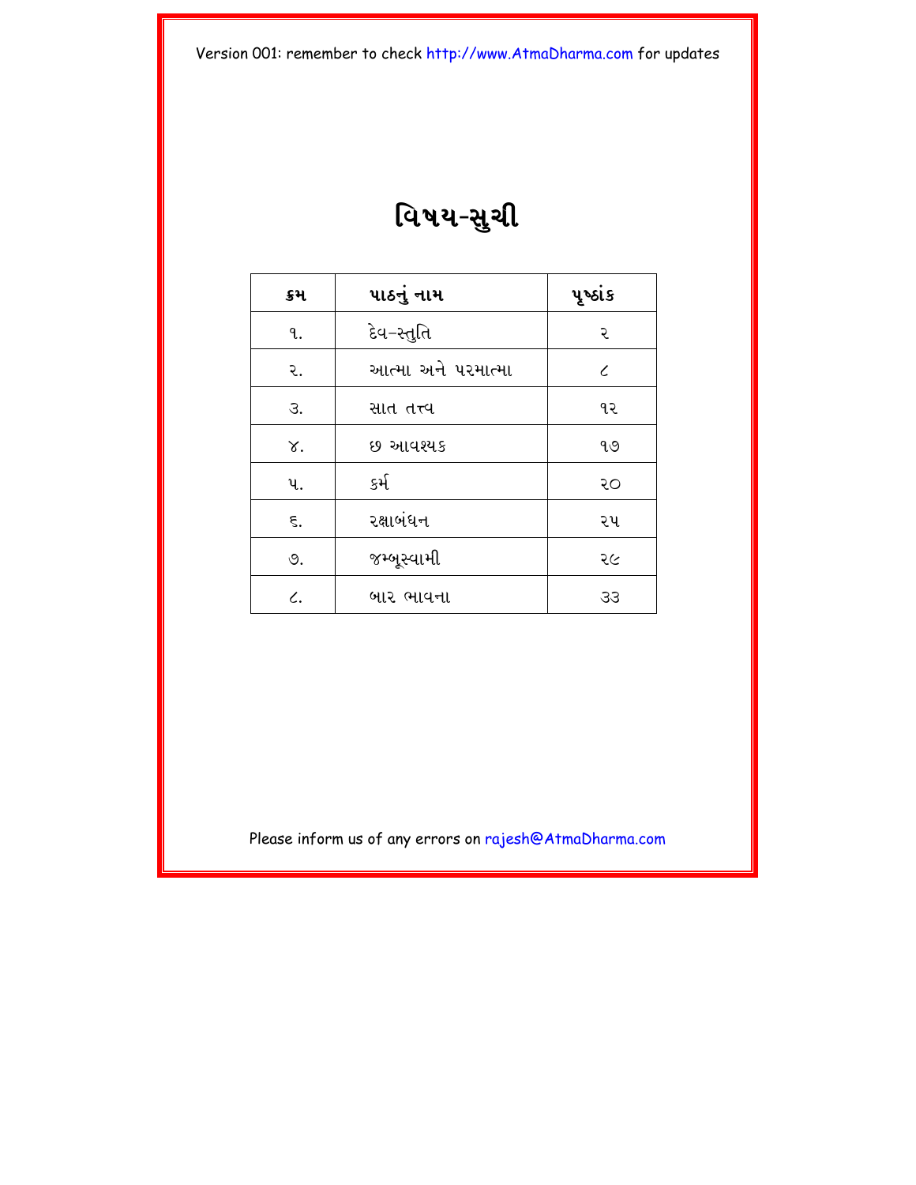Version 001: remember to check http://www.AtmaDharma.com for updates

# વિષય-સુચી

| ક્રમ | પાઠનું નામ | પૃષ્ઠાંક |
|---|---|---|
| ૧. | દેવ–સ્તુતિ | ૨ |
| ૨. | આત્મા અને પરમાત્મા | ૮ |
| ૩. | સાત તત્ત્વ | ૧૨ |
| ૪. | છ આવશ્યક | ૧૭ |
| ૫. | કર્મ | ૨૦ |
| ૬. | રક્ષાબંધન | ૨૫ |
| ૭. | જમ્બૂસ્વામી | ૨૯ |
| ૮. | બાર ભાવના | ૩૩ |

Please inform us of any errors on rajesh@AtmaDharma.com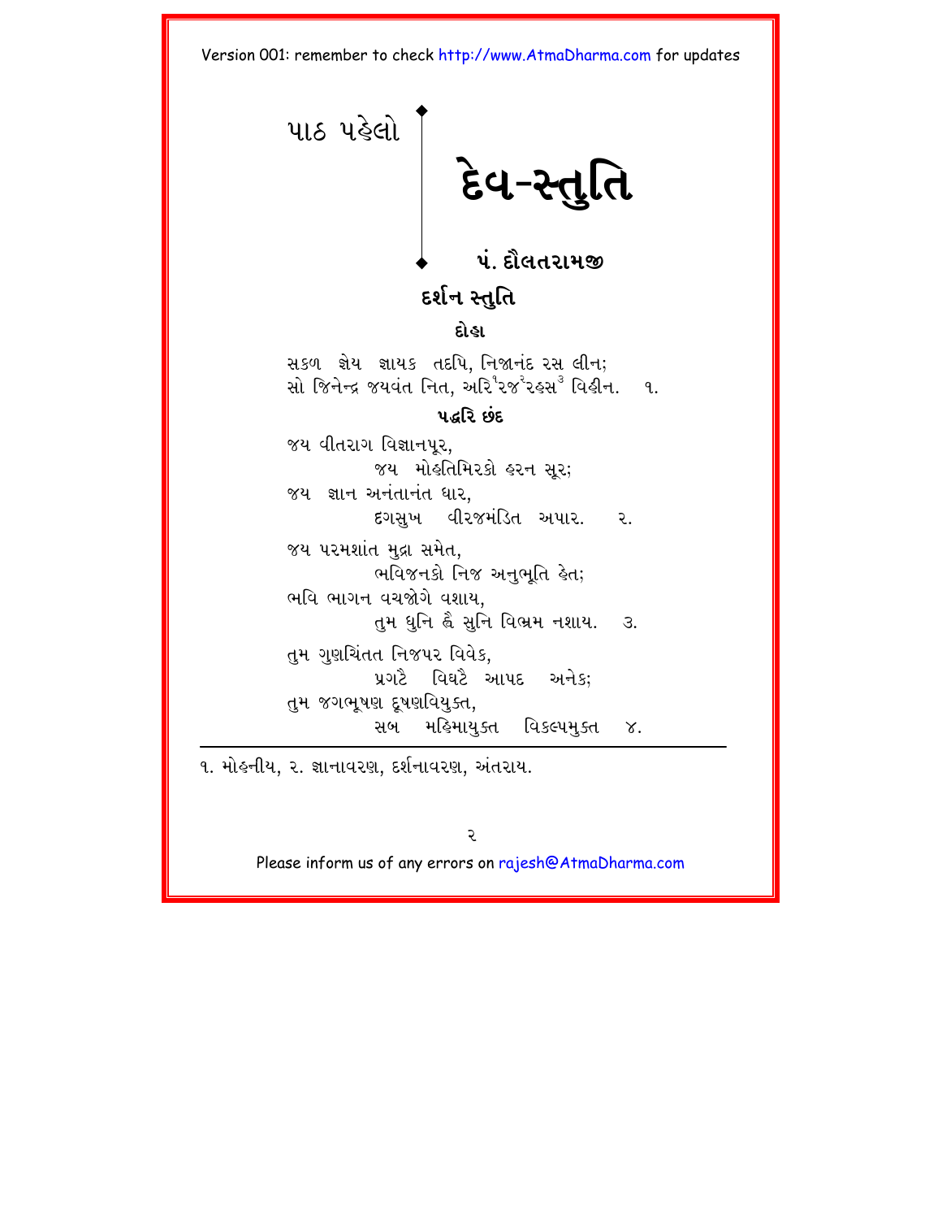પાઠ પહેલો

# દેવ-સ્તુતિ

**પં. દૌલતરામજી**

## દર્શન સ્તુતિ

**દોહા**

સકળ જ્ઞેય જ્ઞાયક તદપિ, નિજાનંદ રસ લીન;
સો જિનેન્દ્ર જયવંત નિત, અરિ[1]રજ[2]રહસ[3] વિહીન. ૧.

**પદ્ધરિ છંદ**

જય વીતરાગ વિજ્ઞાનપૂર,
  જય મોહતિમિરકો હરન સૂર;
જય જ્ઞાન અનંતાનંત ધાર,
  દગસુખ વીરજમંડિત અપાર. ૨.

જય પરમશાંત મુદ્રા સમેત,
  ભવિજનકો નિજ અનુભૂતિ હેત;
ભવિ ભાગન વચજોગે વશાય,
  તુમ ધુનિ હ્વૈ સુનિ વિભ્રમ નશાય. ૩.

તુમ ગુણચિંતત નિજપર વિવેક,
  પ્રગટૈ વિઘટૈ આપદ અનેક;
તુમ જગભૂષણ દૂષણવિયુક્ત,
  સબ મહિમાયુક્ત વિકલ્પમુક્ત ૪.

---

૧. મોહનીય, ૨. જ્ઞાનાવરણ, દર્શનાવરણ, અંતરાય.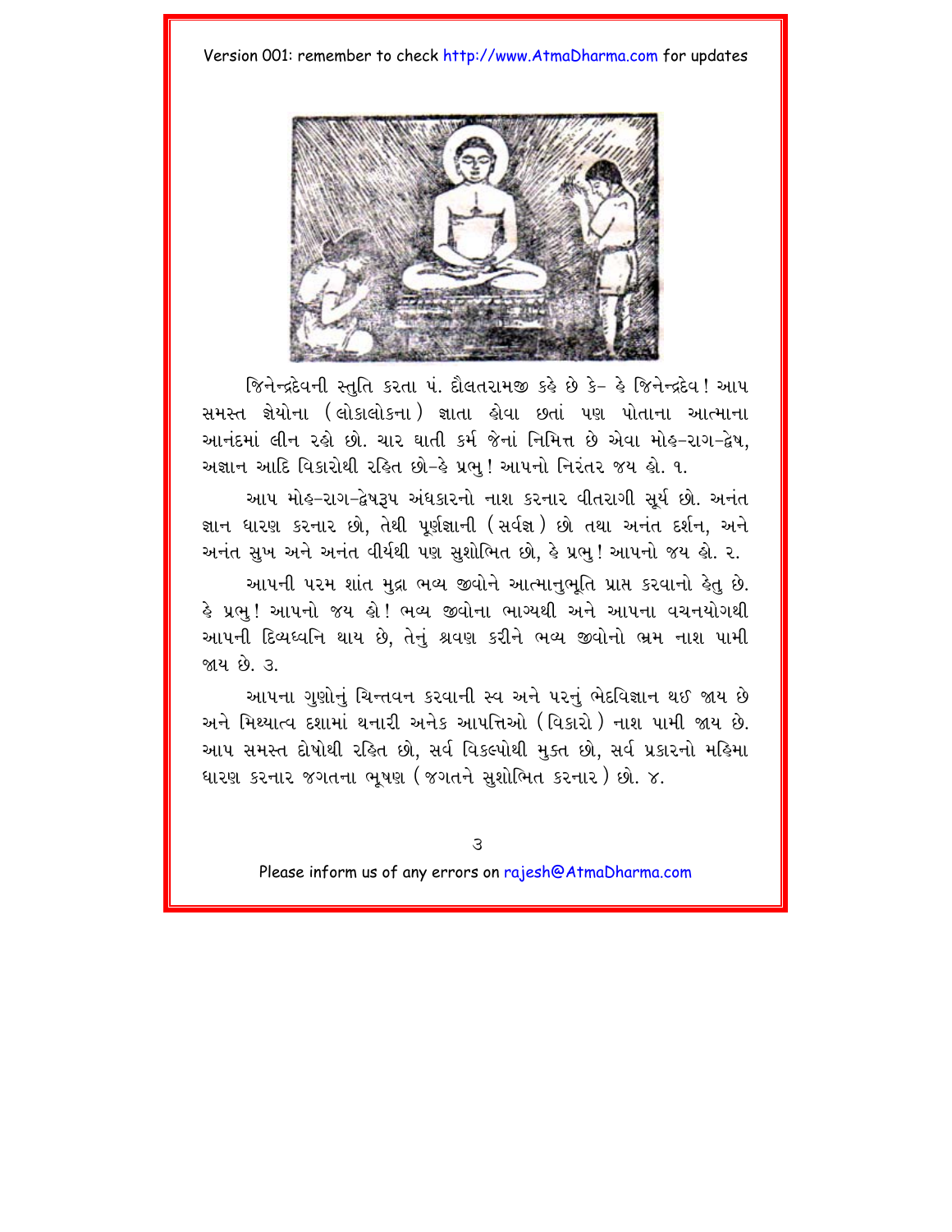જિનેન્દ્રદેવની સ્તુતિ કરતા પં. દૌલતરામજી કહે છે કે– હે જિનેન્દ્રદેવ! આપ સમસ્ત જ્ઞેયોના (લોકાલોકના) જ્ઞાતા હોવા છતાં પણ પોતાના આત્માના આનંદમાં લીન રહો છો. ચાર ઘાતી કર્મ જેનાં નિમિત્ત છે એવા મોહ–રાગ–દ્વેષ, અજ્ઞાન આદિ વિકારોથી રહિત છો–હે પ્રભુ! આપનો નિરંતર જય હો. ૧.

આપ મોહ–રાગ–દ્વેષરૂપ અંધકારનો નાશ કરનાર વીતરાગી સૂર્ય છો. અનંત જ્ઞાન ધારણ કરનાર છો, તેથી પૂર્ણજ્ઞાની (સર્વજ્ઞ) છો તથા અનંત દર્શન, અને અનંત સુખ અને અનંત વીર્યથી પણ સુશોભિત છો, હે પ્રભુ! આપનો જય હો. ૨.

આપની પરમ શાંત મુદ્રા ભવ્ય જીવોને આત્માનુભૂતિ પ્રાપ્ત કરવાનો હેતુ છે. હે પ્રભુ! આપનો જય હો! ભવ્ય જીવોના ભાગ્યથી અને આપના વચનયોગથી આપની દિવ્યધ્વનિ થાય છે, તેનું શ્રવણ કરીને ભવ્ય જીવોનો ભ્રમ નાશ પામી જાય છે. ૩.

આપના ગુણોનું ચિન્તવન કરવાની સ્વ અને પરનું ભેદવિજ્ઞાન થઈ જાય છે અને મિથ્યાત્વ દશામાં થનારી અનેક આપત્તિઓ (વિકારો) નાશ પામી જાય છે. આપ સમસ્ત દોષોથી રહિત છો, સર્વ વિકલ્પોથી મુક્ત છો, સર્વ પ્રકારનો મહિમા ધારણ કરનાર જગતના ભૂષણ (જગતને સુશોભિત કરનાર) છો. ૪.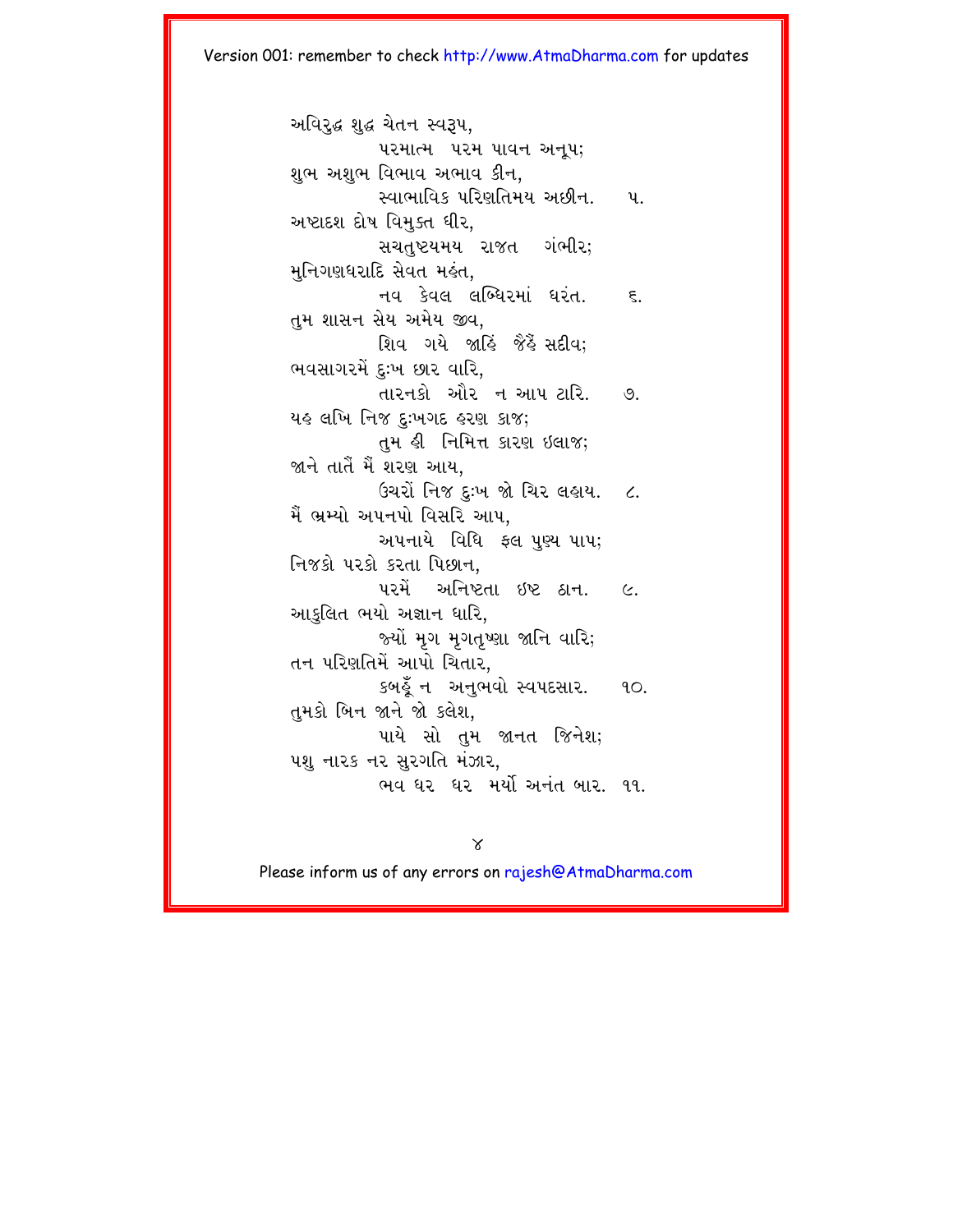અવિરુદ્ધ શુદ્ધ ચેતન સ્વરૂપ,
　　　　પરમાત્મ પરમ પાવન અનૂપ;
શુભ અશુભ વિભાવ અભાવ કીન,
　　　　સ્વાભાવિક પરિણતિમય અછીન. ૫.

અષ્ટાદશ દોષ વિમુક્ત ધીર,
　　　　સચતુષ્ટયમય રાજત ગંભીર;
મુનિગણધરાદિ સેવત મહંત,
　　　　નવ કેવલ લબ્ધિરમાં ધરંત. ૬.

તુમ શાસન સેય અમેય જીવ,
　　　　શિવ ગયે જાહિં જૈહૈં સદીવ;
ભવસાગરમેં દુઃખ છાર વારિ,
　　　　તારનકો ઔર ન આપ ટારિ. ૭.

યહ લખિ નિજ દુઃખગદ હરણ કાજ;
　　　　તુમ હી નિમિત્ત કારણ ઇલાજ;
જાને તાતૈં મૈં શરણ આય,
　　　　ઉચરોં નિજ દુઃખ જો ચિર લહાય. ૮.

મૈં ભ્રમ્યો અપનપો વિસરિ આપ,
　　　　અપનાયે વિધિ ફલ પુણ્ય પાપ;
નિજકો પરકો કરતા પિછાન,
　　　　પરમેં અનિષ્ટતા ઇષ્ટ ઠાન. ૯.

આકુલિત ભયો અજ્ઞાન ધારિ,
　　　　જ્યોં મૃગ મૃગતૃષ્ણા જાનિ વારિ;
તન પરિણતિમેં આપો ચિતાર,
　　　　કબહૂઁ ન અનુભવો સ્વપદસાર. ૧૦.

તુમકો બિન જાને જો કલેશ,
　　　　પાયે સો તુમ જાનત જિનેશ;
પશુ નારક નર સુરગતિ મંઝાર,
　　　　ભવ ધર ધર મર્યો અનંત બાર. ૧૧.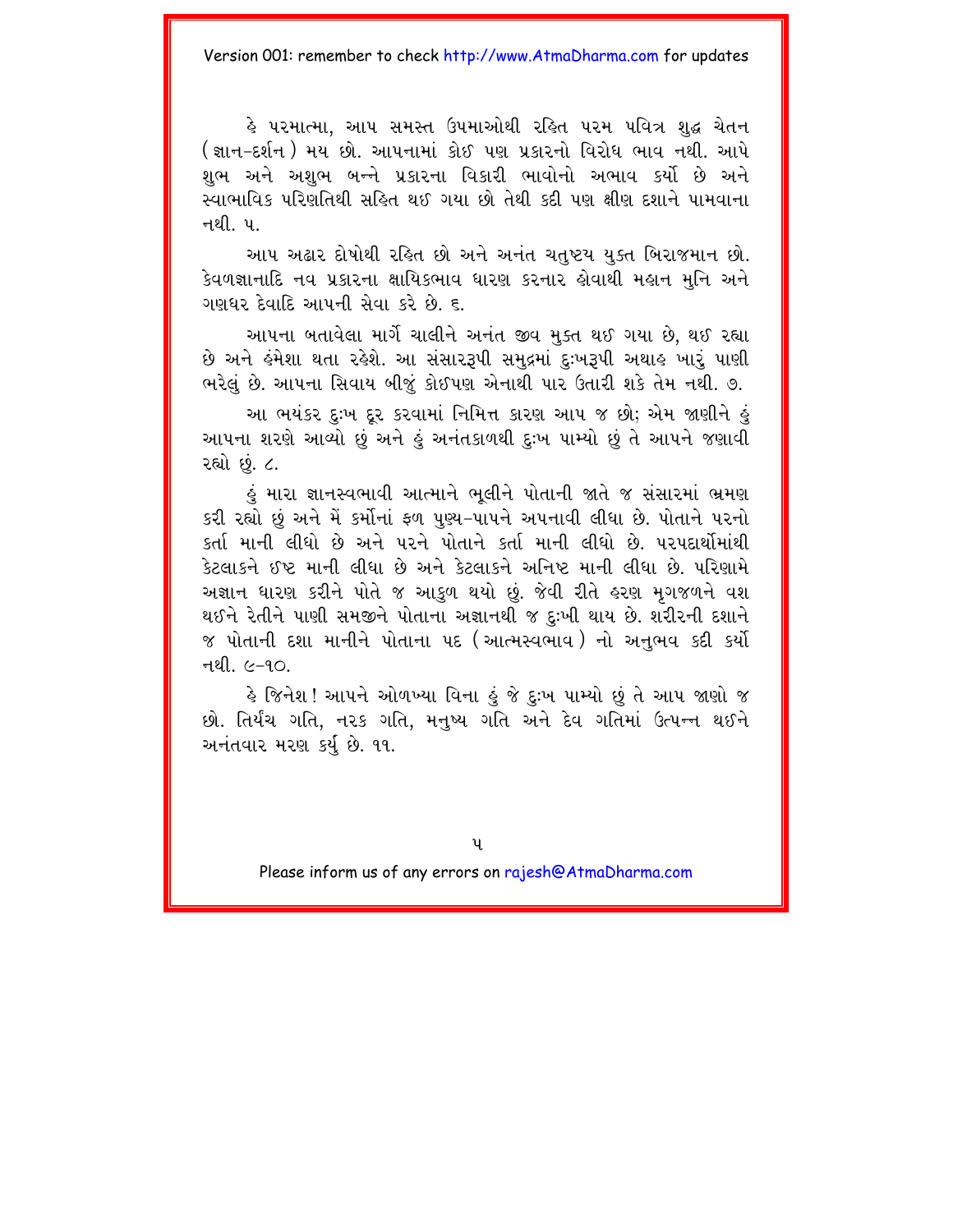હે પરમાત્મા, આપ સમસ્ત ઉપમાઓથી રહિત પરમ પવિત્ર શુદ્ધ ચેતન (જ્ઞાન-દર્શન) મય છો. આપનામાં કોઈ પણ પ્રકારનો વિરોધ ભાવ નથી. આપે શુભ અને અશુભ બન્ને પ્રકારના વિકારી ભાવોનો અભાવ કર્યો છે અને સ્વાભાવિક પરિણતિથી સહિત થઈ ગયા છો તેથી કદી પણ ક્ષીણ દશાને પામવાના નથી. ૫.

આપ અઢાર દોષોથી રહિત છો અને અનંત ચતુષ્ટય યુક્ત બિરાજમાન છો. કેવળજ્ઞાનાદિ નવ પ્રકારના ક્ષાયિકભાવ ધારણ કરનાર હોવાથી મહાન મુનિ અને ગણધર દેવાદિ આપની સેવા કરે છે. ૬.

આપના બતાવેલા માર્ગે ચાલીને અનંત જીવ મુક્ત થઈ ગયા છે, થઈ રહ્યા છે અને હંમેશા થતા રહેશે. આ સંસારરૂપી સમુદ્રમાં દુઃખરૂપી અથાહ ખારું પાણી ભરેલું છે. આપના સિવાય બીજું કોઈપણ એનાથી પાર ઉતારી શકે તેમ નથી. ૭.

આ ભયંકર દુઃખ દૂર કરવામાં નિમિત્ત કારણ આપ જ છો; એમ જાણીને હું આપના શરણે આવ્યો છું અને હું અનંતકાળથી દુઃખ પામ્યો છું તે આપને જણાવી રહ્યો છું. ૮.

હું મારા જ્ઞાનસ્વભાવી આત્માને ભૂલીને પોતાની જાતે જ સંસારમાં ભ્રમણ કરી રહ્યો છું અને મેં કર્મોનાં ફળ પુણ્ય-પાપને અપનાવી લીધા છે. પોતાને પરનો કર્તા માની લીધો છે અને પરને પોતાને કર્તા માની લીધો છે. પરપદાર્થોમાંથી કેટલાકને ઈષ્ટ માની લીધા છે અને કેટલાકને અનિષ્ટ માની લીધા છે. પરિણામે અજ્ઞાન ધારણ કરીને પોતે જ આકુળ થયો છું. જેવી રીતે હરણ મૃગજળને વશ થઈને રેતીને પાણી સમજીને પોતાના અજ્ઞાનથી જ દુઃખી થાય છે. શરીરની દશાને જ પોતાની દશા માનીને પોતાના પદ (આત્મસ્વભાવ) નો અનુભવ કદી કર્યો નથી. ૯-૧૦.

હે જિનેશ! આપને ઓળખ્યા વિના હું જે દુઃખ પામ્યો છું તે આપ જાણો જ છો. તિર્યંચ ગતિ, નરક ગતિ, મનુષ્ય ગતિ અને દેવ ગતિમાં ઉત્પન્ન થઈને અનંતવાર મરણ કર્યુ છે. ૧૧.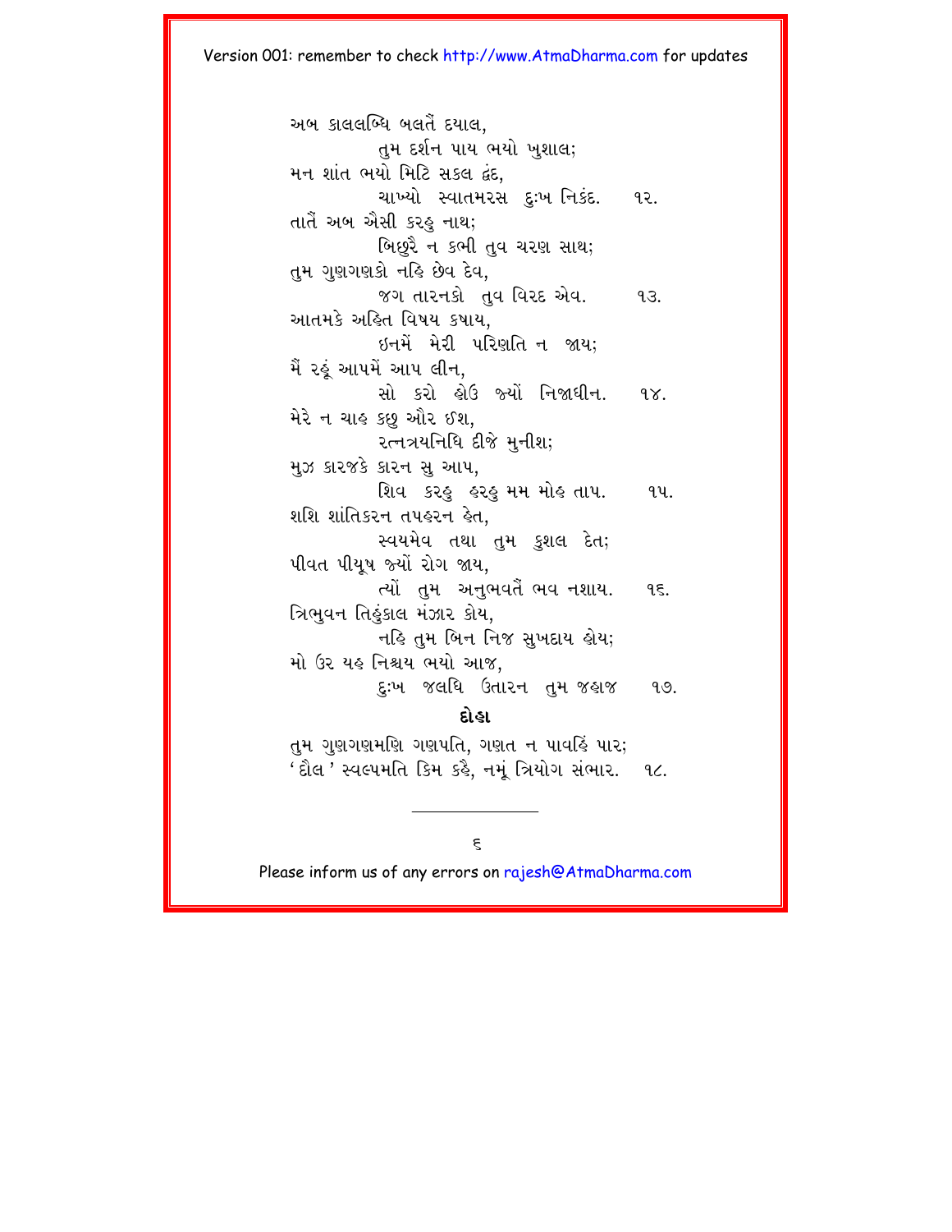અબ કાલલબ્ધિ બલતૈં દયાલ,
તુમ દર્શન પાય ભયો ખુશાલ;
મન શાંત ભયો મિટિ સકલ દ્વંદ,
ચાખ્યો સ્વાતમરસ દુઃખ નિકંદ. ૧૨.

તાતૈં અબ ઐસી કરહુ નાથ;
બિછુરૈ ન કભી તુવ ચરણ સાથ;
તુમ ગુણગણકો નહિ છેવ દેવ,
જગ તારનકો તુવ વિરદ એવ. ૧૩.

આતમકે અહિત વિષય કષાય,
ઇનમેં મેરી પરિણતિ ન જાય;
મૈં રહૂં આપમેં આપ લીન,
સો કરો હોઉ જ્યોં નિજાધીન. ૧૪.

મેરે ન ચાહ કછુ ઔર ઈશ,
રત્નત્રયનિધિ દીજે મુનીશ;
મુઝ કારજકે કારન સુ આપ,
શિવ કરહુ હરહુ મમ મોહ તાપ. ૧૫.

શશિ શાંતિકરન તપહરન હેત,
સ્વયમેવ તથા તુમ કુશલ દેત;
પીવત પીયૂષ જ્યોં રોગ જાય,
ત્યોં તુમ અનુભવતૈં ભવ નશાય. ૧૬.

ત્રિભુવન તિહુંકાલ મંઝાર કોય,
નહિ તુમ બિન નિજ સુખદાય હોય;
મો ઉર યહ નિશ્ચય ભયો આજ,
દુઃખ જલધિ ઉતારન તુમ જહાજ ૧૭.

**દોહા**

તુમ ગુણગણમણિ ગણપતિ, ગણત ન પાવહિં પાર;
'દૌલ' સ્વલ્પમતિ કિમ કહૈ, નમૂં ત્રિયોગ સંભાર. ૧૮.

---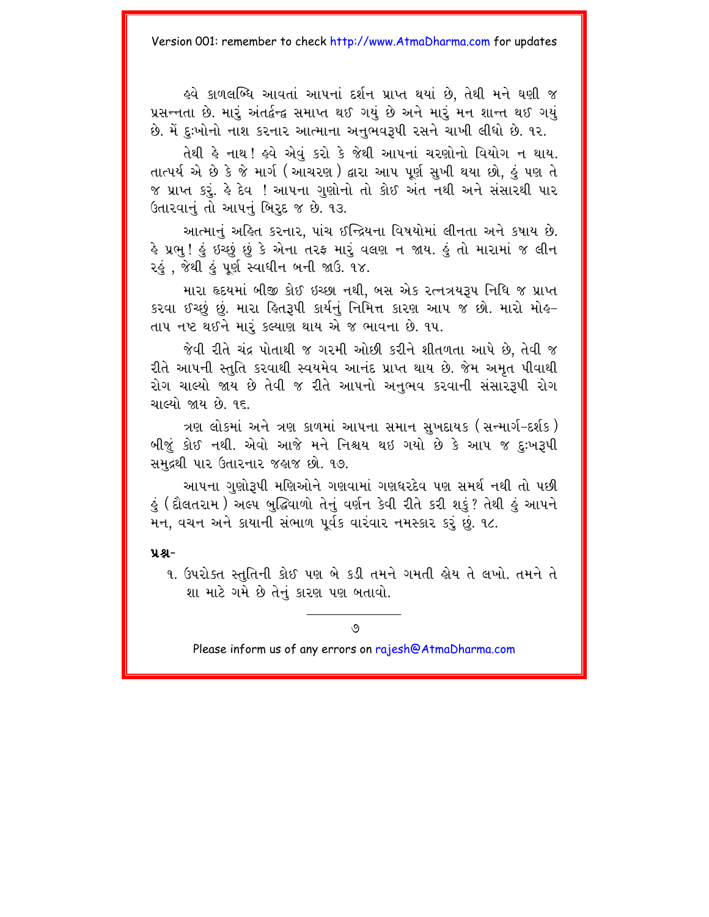હવે કાળલબ્ધિ આવતાં આપનાં દર્શન પ્રાપ્ત થયાં છે, તેથી મને ઘણી જ પ્રસન્નતા છે. મારું અંતર્દ્વન્દ્વ સમાપ્ત થઈ ગયું છે અને મારું મન શાન્ત થઈ ગયું છે. મેં દુઃખોનો નાશ કરનાર આત્માના અનુભવરૂપી રસને ચાખી લીધો છે. ૧૨.

તેથી હે નાથ! હવે એવું કરો કે જેથી આપનાં ચરણોનો વિયોગ ન થાય. તાત્પર્ય એ છે કે જે માર્ગ (આચરણ) દ્વારા આપ પૂર્ણ સુખી થયા છો, હું પણ તે જ પ્રાપ્ત કરું. હે દેવ ! આપના ગુણોનો તો કોઈ અંત નથી અને સંસારથી પાર ઉતારવાનું તો આપનું બિરુદ જ છે. ૧૩.

આત્માનું અહિત કરનાર, પાંચ ઈન્દ્રિયના વિષયોમાં લીનતા અને કષાય છે. હે પ્રભુ! હું ઇચ્છું છું કે એના તરફ મારું વલણ ન જાય. હું તો મારામાં જ લીન રહું , જેથી હું પૂર્ણ સ્વાધીન બની જાઉં. ૧૪.

મારા હૃદયમાં બીજી કોઈ ઇચ્છા નથી, બસ એક રત્નત્રયરૂપ નિધિ જ પ્રાપ્ત કરવા ઈચ્છું છું. મારા હિતરૂપી કાર્યનું નિમિત્ત કારણ આપ જ છો. મારો મોહ-તાપ નષ્ટ થઈને મારું કલ્યાણ થાય એ જ ભાવના છે. ૧૫.

જેવી રીતે ચંદ્ર પોતાથી જ ગરમી ઓછી કરીને શીતળતા આપે છે, તેવી જ રીતે આપની સ્તુતિ કરવાથી સ્વયમેવ આનંદ પ્રાપ્ત થાય છે. જેમ અમૃત પીવાથી રોગ ચાલ્યો જાય છે તેવી જ રીતે આપનો અનુભવ કરવાની સંસારરૂપી રોગ ચાલ્યો જાય છે. ૧૬.

ત્રણ લોકમાં અને ત્રણ કાળમાં આપના સમાન સુખદાયક (સન્માર્ગ-દર્શક) બીજું કોઈ નથી. એવો આજે મને નિશ્ચય થઇ ગયો છે કે આપ જ દુઃખરૂપી સમુદ્રથી પાર ઉતારનાર જહાજ છો. ૧૭.

આપના ગુણોરૂપી મણિઓને ગણવામાં ગણધરદેવ પણ સમર્થ નથી તો પછી હું (દૌલતરામ) અલ્પ બુદ્ધિવાળો તેનું વર્ણન કેવી રીતે કરી શકું? તેથી હું આપને મન, વચન અને કાયાની સંભાળ પૂર્વક વારંવાર નમસ્કાર કરું છું. ૧૮.

**પ્રશ્ન-**

૧. ઉપરોક્ત સ્તુતિની કોઈ પણ બે કડી તમને ગમતી હોય તે લખો. તમને તે શા માટે ગમે છે તેનું કારણ પણ બતાવો.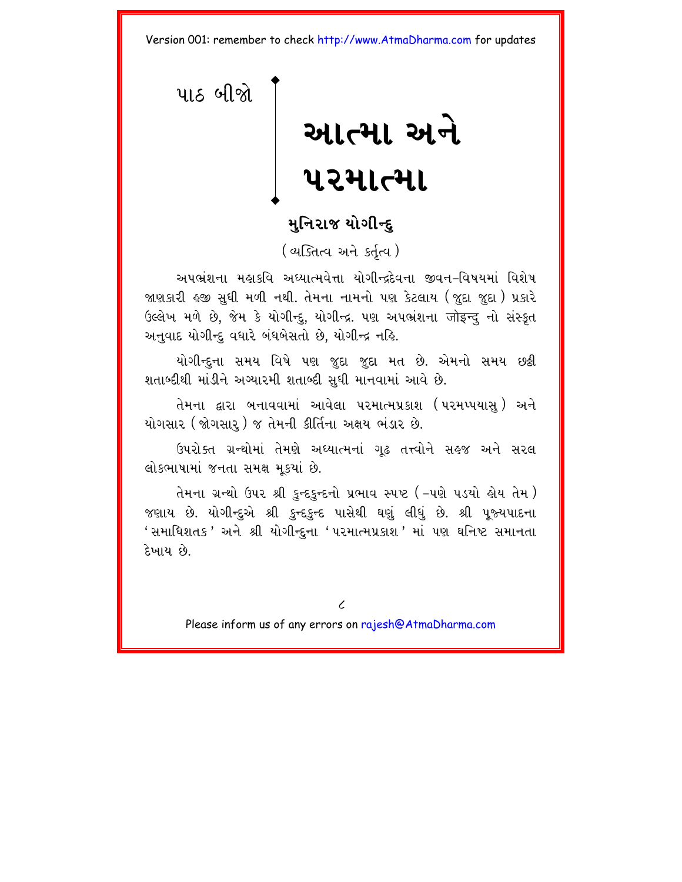પાઠ બીજો

# આત્મા અને પરમાત્મા

## મુનિરાજ યોગીન્દુ

(વ્યક્તિત્વ અને કર્તૃત્વ)

અપભ્રંશના મહાકવિ અધ્યાત્મવેત્તા યોગીન્દ્રદેવના જીવન-વિષયમાં વિશેષ જાણકારી હજી સુધી મળી નથી. તેમના નામનો પણ કેટલાય (જુદા જુદા) પ્રકારે ઉલ્લેખ મળે છે, જેમ કે યોગીન્દુ, યોગીન્દ્ર. પણ અપભ્રંશના जोइन्दु નો સંસ્કૃત અનુવાદ યોગીન્દુ વધારે બંધબેસતો છે, યોગીન્દ્ર નહિ.

યોગીન્દુના સમય વિષે પણ જુદા જુદા મત છે. એમનો સમય છઠ્ઠી શતાબ્દીથી માંડીને અગ્યારમી શતાબ્દી સુધી માનવામાં આવે છે.

તેમના દ્વારા બનાવવામાં આવેલા પરમાત્મપ્રકાશ (પરમપ્પયાસુ) અને યોગસાર (જોગસારુ) જ તેમની કીર્તિના અક્ષય ભંડાર છે.

ઉપરોક્ત ગ્રન્થોમાં તેમણે અધ્યાત્મનાં ગૂઢ તત્ત્વોને સહજ અને સરલ લોકભાષામાં જનતા સમક્ષ મૂકયાં છે.

તેમના ગ્રન્થો ઉપર શ્રી કુન્દકુન્દનો પ્રભાવ સ્પષ્ટ (-પણે પડયો હોય તેમ) જણાય છે. યોગીન્દુએ શ્રી કુન્દકુન્દ પાસેથી ઘણું લીધું છે. શ્રી પૂજ્યપાદના 'સમાધિશતક' અને શ્રી યોગીન્દુના 'પરમાત્મપ્રકાશ' માં પણ ઘનિષ્ટ સમાનતા દેખાય છે.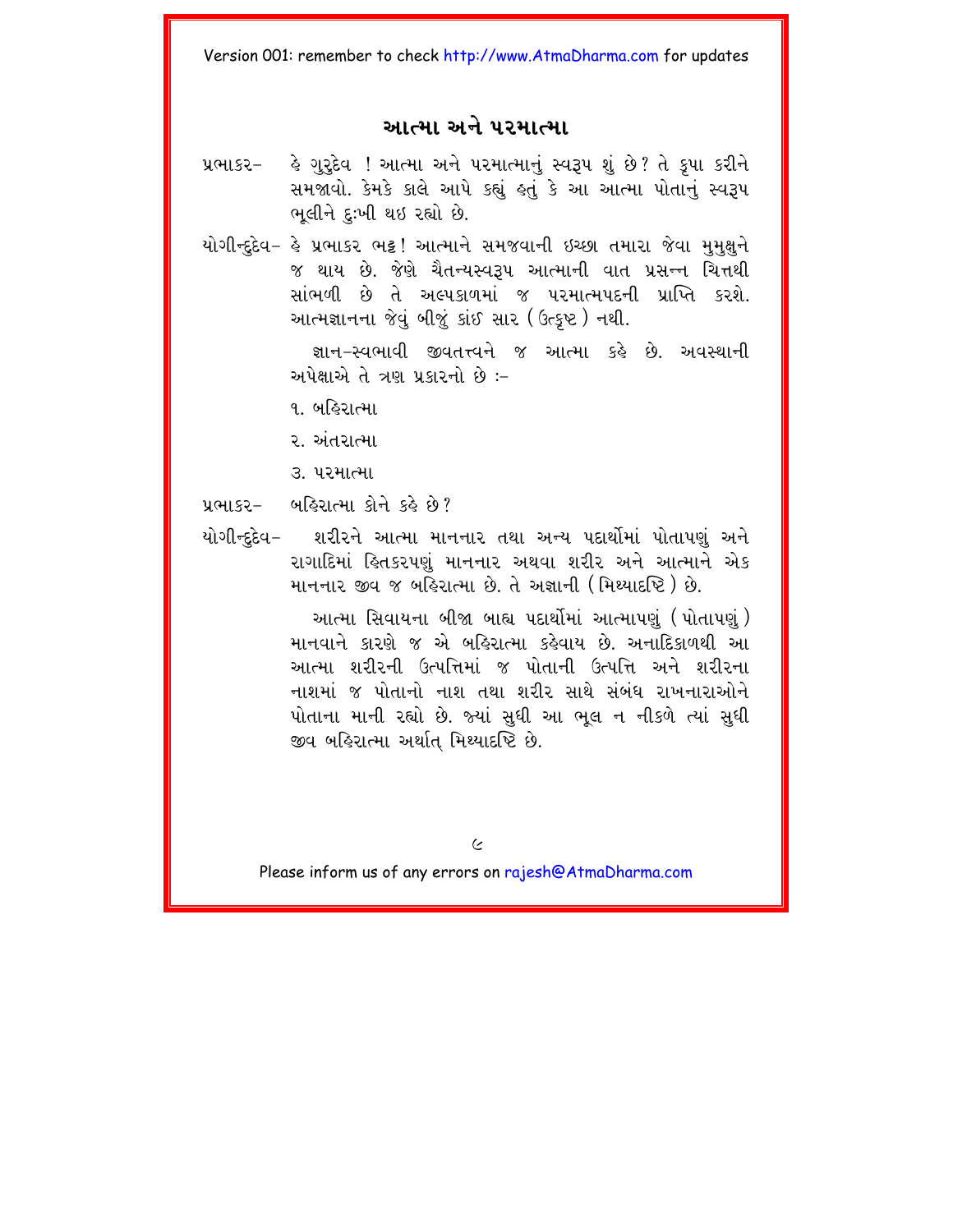## આત્મા અને પરમાત્મા

પ્રભાકર– હે ગુરુદેવ ! આત્મા અને પરમાત્માનું સ્વરૂપ શું છે? તે કૃપા કરીને સમજાવો. કેમકે કાલે આપે કહ્યું હતું કે આ આત્મા પોતાનું સ્વરૂપ ભૂલીને દુઃખી થઇ રહ્યો છે.

યોગીન્દુદેવ– હે પ્રભાકર ભટ્ટ! આત્માને સમજવાની ઇચ્છા તમારા જેવા મુમુક્ષુને જ થાય છે. જેણે ચૈતન્યસ્વરૂપ આત્માની વાત પ્રસન્ન ચિત્તથી સાંભળી છે તે અલ્પકાળમાં જ પરમાત્મપદની પ્રાપ્તિ કરશે. આત્મજ્ઞાનના જેવું બીજું કાંઈ સાર (ઉત્કૃષ્ટ) નથી.

જ્ઞાન-સ્વભાવી જીવતત્ત્વને જ આત્મા કહે છે. અવસ્થાની અપેક્ષાએ તે ત્રણ પ્રકારનો છે :-

૧. બહિરાત્મા

૨. અંતરાત્મા

૩. પરમાત્મા

પ્રભાકર– બહિરાત્મા કોને કહે છે?

યોગીન્દુદેવ– શરીરને આત્મા માનનાર તથા અન્ય પદાર્થોમાં પોતાપણું અને રાગાદિમાં હિતકરપણું માનનાર અથવા શરીર અને આત્માને એક માનનાર જીવ જ બહિરાત્મા છે. તે અજ્ઞાની (મિથ્યાદષ્ટિ) છે.

આત્મા સિવાયના બીજા બાહ્ય પદાર્થોમાં આત્માપણું (પોતાપણું) માનવાને કારણે જ એ બહિરાત્મા કહેવાય છે. અનાદિકાળથી આ આત્મા શરીરની ઉત્પત્તિમાં જ પોતાની ઉત્પત્તિ અને શરીરના નાશમાં જ પોતાનો નાશ તથા શરીર સાથે સંબંધ રાખનારાઓને પોતાના માની રહ્યો છે. જ્યાં સુધી આ ભૂલ ન નીકળે ત્યાં સુધી જીવ બહિરાત્મા અર્થાત્ મિથ્યાદષ્ટિ છે.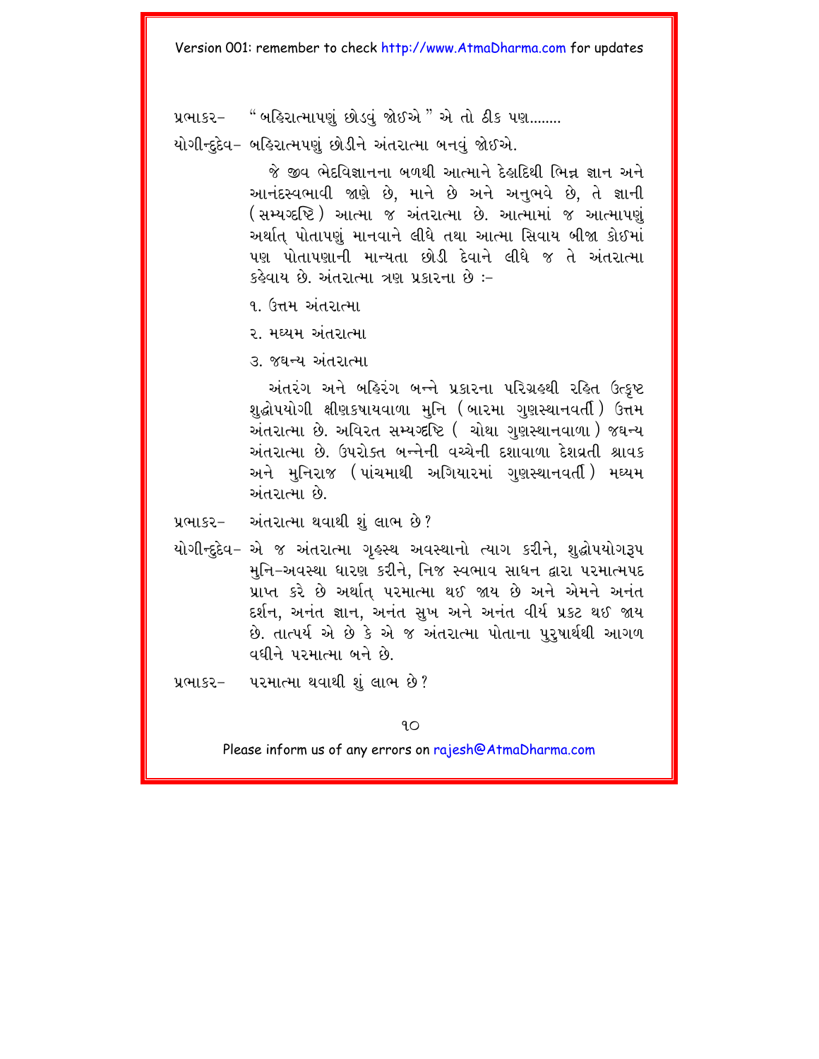પ્રભાકર– "બહિરાત્માપણું છોડવું જોઈએ" એ તો ઠીક પણ........

યોગીન્દુદેવ– બહિરાત્મપણું છોડીને અંતરાત્મા બનવું જોઈએ.

જે જીવ ભેદવિજ્ઞાનના બળથી આત્માને દેહાદિથી ભિન્ન જ્ઞાન અને આનંદસ્વભાવી જાણે છે, માને છે અને અનુભવે છે, તે જ્ઞાની (સમ્યગ્દ્રષ્ટિ) આત્મા જ અંતરાત્મા છે. આત્મામાં જ આત્માપણું અર્થાત્ પોતાપણું માનવાને લીધે તથા આત્મા સિવાય બીજા કોઈમાં પણ પોતાપણાની માન્યતા છોડી દેવાને લીધે જ તે અંતરાત્મા કહેવાય છે. અંતરાત્મા ત્રણ પ્રકારના છે :–

૧. ઉત્તમ અંતરાત્મા

૨. મધ્યમ અંતરાત્મા

૩. જઘન્ય અંતરાત્મા

અંતરંગ અને બહિરંગ બન્ને પ્રકારના પરિગ્રહથી રહિત ઉત્કૃષ્ટ શુદ્ધોપયોગી ક્ષીણકષાયવાળા મુનિ (બારમા ગુણસ્થાનવર્તી) ઉત્તમ અંતરાત્મા છે. અવિરત સમ્યગ્દ્રષ્ટિ ( ચોથા ગુણસ્થાનવાળા ) જઘન્ય અંતરાત્મા છે. ઉપરોક્ત બન્નેની વચ્ચેની દશાવાળા દેશવ્રતી શ્રાવક અને મુનિરાજ (પાંચમાથી અગિયારમાં ગુણસ્થાનવર્તી) મધ્યમ અંતરાત્મા છે.

પ્રભાકર– અંતરાત્મા થવાથી શું લાભ છે?

યોગીન્દુદેવ– એ જ અંતરાત્મા ગૃહસ્થ અવસ્થાનો ત્યાગ કરીને, શુદ્ધોપયોગરૂપ મુનિ–અવસ્થા ધારણ કરીને, નિજ સ્વભાવ સાધન દ્વારા પરમાત્મપદ પ્રાપ્ત કરે છે અર્થાત્ પરમાત્મા થઈ જાય છે અને એમને અનંત દર્શન, અનંત જ્ઞાન, અનંત સુખ અને અનંત વીર્ય પ્રકટ થઈ જાય છે. તાત્પર્ય એ છે કે એ જ અંતરાત્મા પોતાના પુરુષાર્થથી આગળ વધીને પરમાત્મા બને છે.

પ્રભાકર– પરમાત્મા થવાથી શું લાભ છે?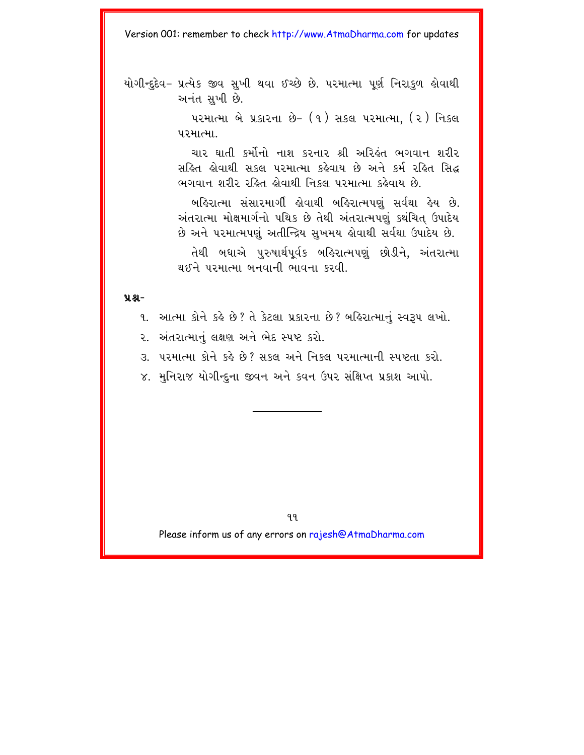યોગીન્દુદેવ– પ્રત્યેક જીવ સુખી થવા ઇચ્છે છે. પરમાત્મા પૂર્ણ નિરાકુળ હોવાથી અનંત સુખી છે.

પરમાત્મા બે પ્રકારના છે– (૧) સકલ પરમાત્મા, (૨) નિકલ પરમાત્મા.

ચાર ઘાતી કર્મોનો નાશ કરનાર શ્રી અરિહંત ભગવાન શરીર સહિત હોવાથી સકલ પરમાત્મા કહેવાય છે અને કર્મ રહિત સિદ્ધ ભગવાન શરીર રહિત હોવાથી નિકલ પરમાત્મા કહેવાય છે.

બહિરાત્મા સંસારમાર્ગી હોવાથી બહિરાત્મપણું સર્વથા હેય છે. અંતરાત્મા મોક્ષમાર્ગનો પથિક છે તેથી અંતરાત્મપણું કથંચિત્ ઉપાદેય છે અને પરમાત્મપણું અતીન્દ્રિય સુખમય હોવાથી સર્વથા ઉપાદેય છે.

તેથી બધાએ પુરુષાર્થપૂર્વક બહિરાત્મપણું છોડીને, અંતરાત્મા થઈને પરમાત્મા બનવાની ભાવના કરવી.

**પ્રશ્ન–**

૧. આત્મા કોને કહે છે? તે કેટલા પ્રકારના છે? બહિરાત્માનું સ્વરૂપ લખો.

૨. અંતરાત્માનું લક્ષણ અને ભેદ સ્પષ્ટ કરો.

૩. પરમાત્મા કોને કહે છે? સકલ અને નિકલ પરમાત્માની સ્પષ્ટતા કરો.

૪. મુનિરાજ યોગીન્દુના જીવન અને કવન ઉપર સંક્ષિપ્ત પ્રકાશ આપો.

---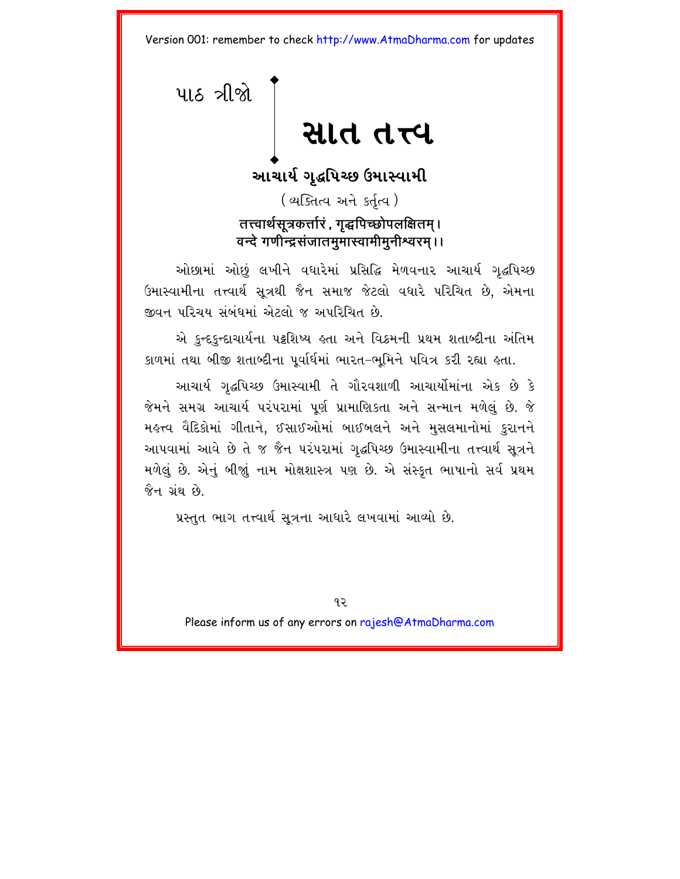પાઠ ત્રીજો

# સાત તત્ત્વ

## આચાર્ય ગૃદ્ધપિચ્છ ઉમાસ્વામી

(વ્યક્તિત્વ અને કર્તૃત્વ)

**तत्त्वार्थसूत्रकर्त्तारं, गृद्धपिच्छोपलक्षितम्।**
**वन्दे गणीन्द्रसंजातमुमास्वामीमुनीश्वरम्।।**

ઓછામાં ઓછું લખીને વધારેમાં પ્રસિદ્ધિ મેળવનાર આચાર્ય ગૃદ્ધપિચ્છ ઉમાસ્વામીના તત્ત્વાર્થ સૂત્રથી જૈન સમાજ જેટલો વધારે પરિચિત છે, એમના જીવન પરિચય સંબંધમાં એટલો જ અપરિચિત છે.

એ કુન્દકુન્દાચાર્યના પટ્ટશિષ્ય હતા અને વિક્રમની પ્રથમ શતાબ્દીના અંતિમ કાળમાં તથા બીજી શતાબ્દીના પૂર્વાર્ધમાં ભારત-ભૂમિને પવિત્ર કરી રહ્યા હતા.

આચાર્ય ગૃદ્ધપિચ્છ ઉમાસ્વામી તે ગૌરવશાળી આચાર્યોમાંના એક છે કે જેમને સમગ્ર આચાર્ય પરંપરામાં પૂર્ણ પ્રામાણિકતા અને સન્માન મળેલું છે. જે મહત્ત્વ વૈદિકોમાં ગીતાને, ઈસાઈઓમાં બાઈબલને અને મુસલમાનોમાં કુરાનને આપવામાં આવે છે તે જ જૈન પરંપરામાં ગૃદ્ધપિચ્છ ઉમાસ્વામીના તત્ત્વાર્થ સૂત્રને મળેલું છે. એનું બીજું નામ મોક્ષશાસ્ત્ર પણ છે. એ સંસ્કૃત ભાષાનો સર્વ પ્રથમ જૈન ગ્રંથ છે.

પ્રસ્તુત ભાગ તત્ત્વાર્થ સૂત્રના આધારે લખવામાં આવ્યો છે.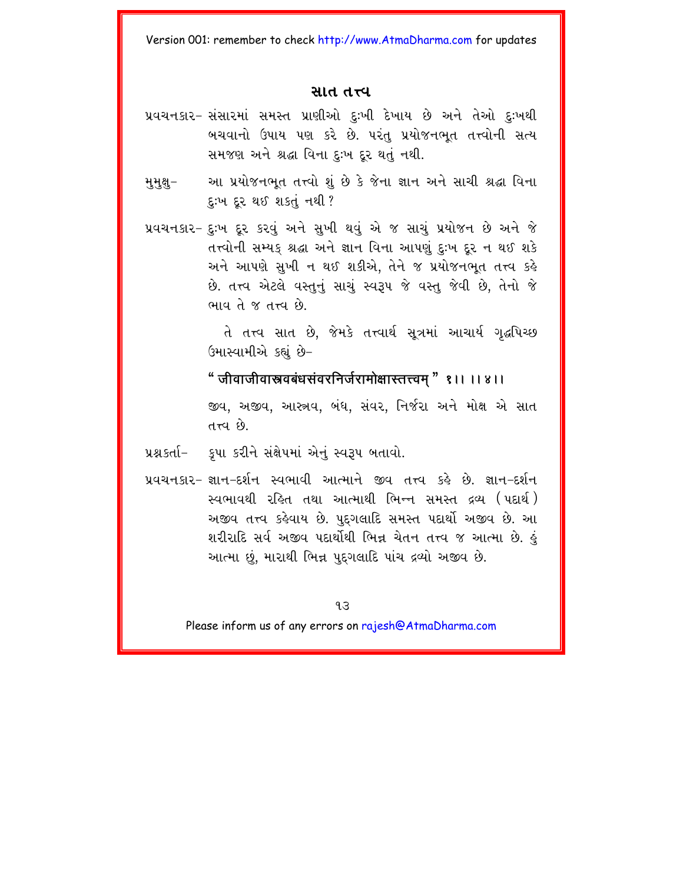## સાત તત્ત્વ

પ્રવચનકાર– સંસારમાં સમસ્ત પ્રાણીઓ દુઃખી દેખાય છે અને તેઓ દુઃખથી બચવાનો ઉપાય પણ કરે છે. પરંતુ પ્રયોજનભૂત તત્ત્વોની સત્ય સમજણ અને શ્રદ્ધા વિના દુઃખ દૂર થતું નથી.

મુમુક્ષુ– આ પ્રયોજનભૂત તત્ત્વો શું છે કે જેના જ્ઞાન અને સાચી શ્રદ્ધા વિના દુઃખ દૂર થઈ શકતું નથી ?

પ્રવચનકાર– દુઃખ દૂર કરવું અને સુખી થવું એ જ સાચું પ્રયોજન છે અને જે તત્ત્વોની સમ્યક્ શ્રદ્ધા અને જ્ઞાન વિના આપણું દુઃખ દૂર ન થઈ શકે અને આપણે સુખી ન થઈ શકીએ, તેને જ પ્રયોજનભૂત તત્ત્વ કહે છે. તત્ત્વ એટલે વસ્તુનું સાચું સ્વરૂપ જે વસ્તુ જેવી છે, તેનો જે ભાવ તે જ તત્ત્વ છે.

તે તત્ત્વ સાત છે, જેમકે તત્ત્વાર્થ સૂત્રમાં આચાર્ય ગૃદ્ધપિચ્છ ઉમાસ્વામીએ કહ્યું છે–

**" जीवाजीवास्रवबंधसंवरनिर्जरामोक्षास्तत्त्वम् " १।। ।।४।।**

જીવ, અજીવ, આસ્ત્રવ, બંધ, સંવર, નિર્જરા અને મોક્ષ એ સાત તત્ત્વ છે.

પ્રશ્નકર્તા– કૃપા કરીને સંક્ષેપમાં એનું સ્વરૂપ બતાવો.

પ્રવચનકાર– જ્ઞાન-દર્શન સ્વભાવી આત્માને જીવ તત્ત્વ કહે છે. જ્ઞાન-દર્શન સ્વભાવથી રહિત તથા આત્માથી ભિન્ન સમસ્ત દ્રવ્ય (પદાર્થ) અજીવ તત્ત્વ કહેવાય છે. પુદ્ગલાદિ સમસ્ત પદાર્થો અજીવ છે. આ શરીરાદિ સર્વ અજીવ પદાર્થોથી ભિન્ન ચેતન તત્ત્વ જ આત્મા છે. હું આત્મા છું, મારાથી ભિન્ન પુદ્ગલાદિ પાંચ દ્રવ્યો અજીવ છે.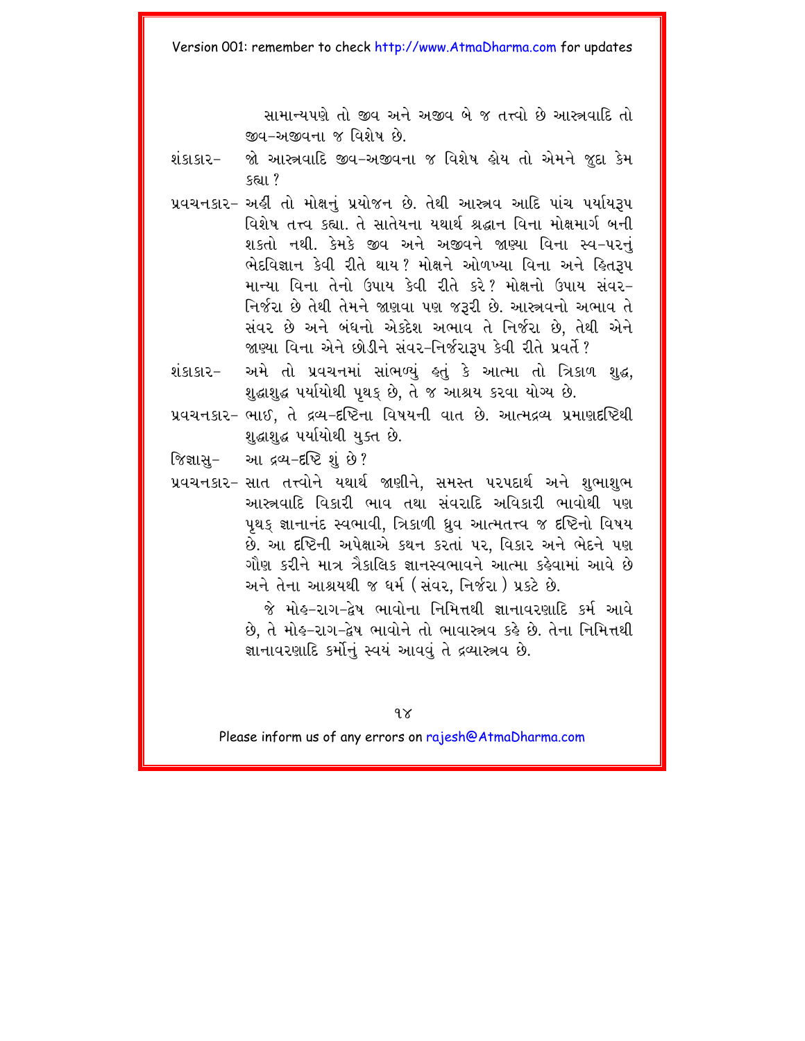સામાન્યપણે તો જીવ અને અજીવ બે જ તત્ત્વો છે આસ્ત્રવાદિ તો જીવ-અજીવના જ વિશેષ છે.

શંકાકાર- જો આસ્ત્રવાદિ જીવ-અજીવના જ વિશેષ હોય તો એમને જુદા કેમ કહ્યા ?

પ્રવચનકાર- અહીં તો મોક્ષનું પ્રયોજન છે. તેથી આસ્ત્રવ આદિ પાંચ પર્યાયરૂપ વિશેષ તત્ત્વ કહ્યા. તે સાતેયના યથાર્થ શ્રદ્ધાન વિના મોક્ષમાર્ગ બની શકતો નથી. કેમકે જીવ અને અજીવને જાણ્યા વિના સ્વ-પરનું ભેદવિજ્ઞાન કેવી રીતે થાય? મોક્ષને ઓળખ્યા વિના અને હિતરૂપ માન્યા વિના તેનો ઉપાય કેવી રીતે કરે? મોક્ષનો ઉપાય સંવર-નિર્જરા છે તેથી તેમને જાણવા પણ જરૂરી છે. આસ્ત્રવનો અભાવ તે સંવર છે અને બંધનો એકદેશ અભાવ તે નિર્જરા છે, તેથી એને જાણ્યા વિના એને છોડીને સંવર-નિર્જરારૂપ કેવી રીતે પ્રવર્તે ?

શંકાકાર- અમે તો પ્રવચનમાં સાંભળ્યું હતું કે આત્મા તો ત્રિકાળ શુદ્ધ, શુદ્ધાશુદ્ધ પર્યાયોથી પૃથક્ છે, તે જ આશ્રય કરવા યોગ્ય છે.

પ્રવચનકાર- ભાઈ, તે દ્રવ્ય-દૃષ્ટિના વિષયની વાત છે. આત્મદ્રવ્ય પ્રમાણદૃષ્ટિથી શુદ્ધાશુદ્ધ પર્યાયોથી યુક્ત છે.

જિજ્ઞાસુ- આ દ્રવ્ય-દૃષ્ટિ શું છે?

પ્રવચનકાર- સાત તત્ત્વોને યથાર્થ જાણીને, સમસ્ત પરપદાર્થ અને શુભાશુભ આસ્ત્રવાદિ વિકારી ભાવ તથા સંવરાદિ અવિકારી ભાવોથી પણ પૃથક્ જ્ઞાનાનંદ સ્વભાવી, ત્રિકાળી ધ્રુવ આત્મતત્ત્વ જ દૃષ્ટિનો વિષય છે. આ દૃષ્ટિની અપેક્ષાએ કથન કરતાં પર, વિકાર અને ભેદને પણ ગૌણ કરીને માત્ર ત્રૈકાલિક જ્ઞાનસ્વભાવને આત્મા કહેવામાં આવે છે અને તેના આશ્રયથી જ ધર્મ ( સંવર, નિર્જરા ) પ્રકટે છે.

જે મોહ-રાગ-દ્વેષ ભાવોના નિમિત્તથી જ્ઞાનાવરણાદિ કર્મ આવે છે, તે મોહ-રાગ-દ્વેષ ભાવોને તો ભાવાસ્ત્રવ કહે છે. તેના નિમિત્તથી જ્ઞાનાવરણાદિ કર્મોનું સ્વયં આવવું તે દ્રવ્યાસ્ત્રવ છે.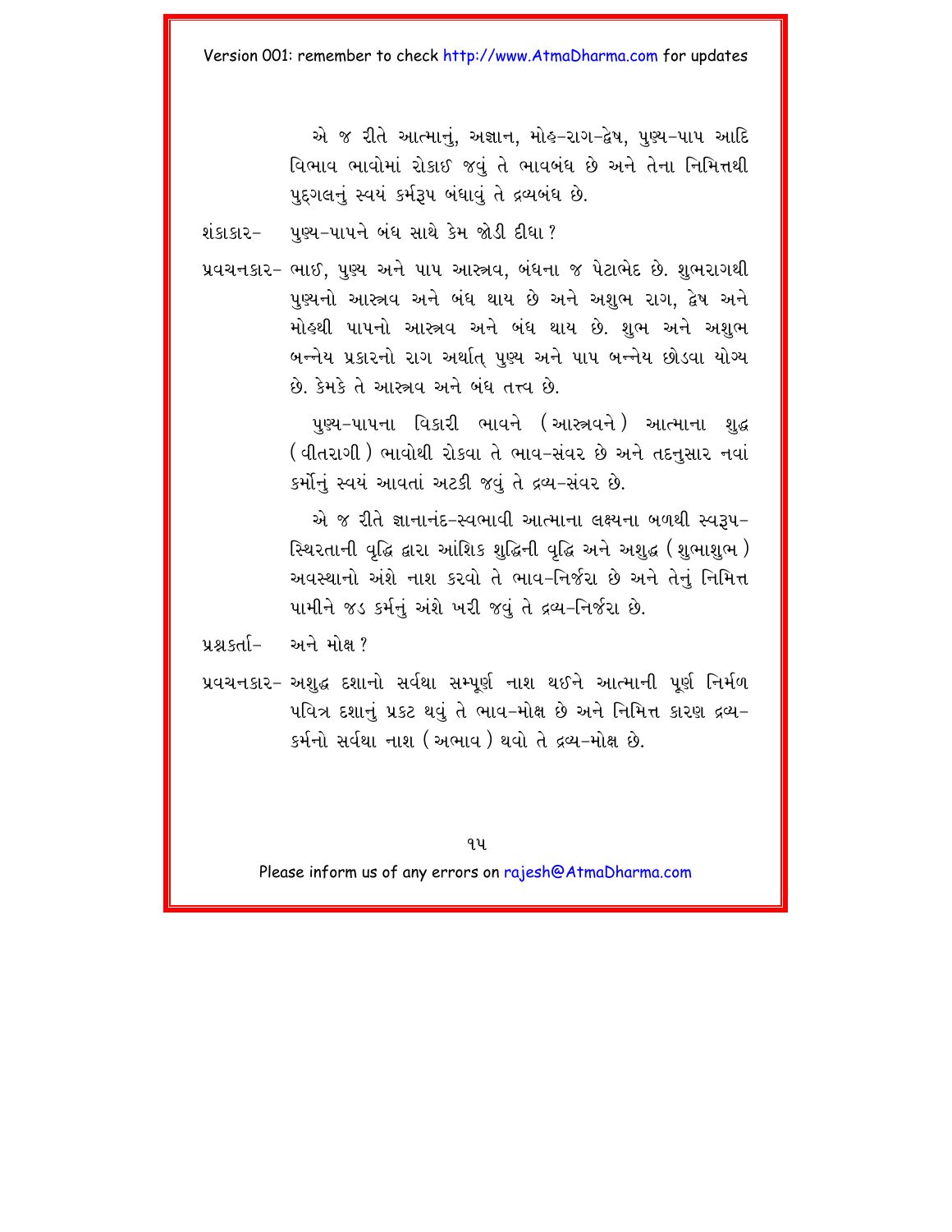એ જ રીતે આત્માનું, અજ્ઞાન, મોહ-રાગ-દ્વેષ, પુણ્ય-પાપ આદિ વિભાવ ભાવોમાં રોકાઈ જવું તે ભાવબંધ છે અને તેના નિમિત્તથી પુદ્ગલનું સ્વયં કર્મરૂપ બંધાવું તે દ્રવ્યબંધ છે.

શંકાકાર– પુણ્ય-પાપને બંધ સાથે કેમ જોડી દીધા?

પ્રવચનકાર– ભાઈ, પુણ્ય અને પાપ આસ્રવ, બંધના જ પેટાભેદ છે. શુભરાગથી પુણ્યનો આસ્રવ અને બંધ થાય છે અને અશુભ રાગ, દ્વેષ અને મોહથી પાપનો આસ્રવ અને બંધ થાય છે. શુભ અને અશુભ બન્નેય પ્રકારનો રાગ અર્થાત્ પુણ્ય અને પાપ બન્નેય છોડવા યોગ્ય છે. કેમકે તે આસ્રવ અને બંધ તત્ત્વ છે.

પુણ્ય-પાપના વિકારી ભાવને (આસ્રવને) આત્માના શુદ્ધ (વીતરાગી) ભાવોથી રોકવા તે ભાવ-સંવર છે અને તદનુસાર નવાં કર્મોનું સ્વયં આવતાં અટકી જવું તે દ્રવ્ય-સંવર છે.

એ જ રીતે જ્ઞાનાનંદ-સ્વભાવી આત્માના લક્ષ્યના બળથી સ્વરૂપ-સ્થિરતાની વૃદ્ધિ દ્વારા આંશિક શુદ્ધિની વૃદ્ધિ અને અશુદ્ધ (શુભાશુભ) અવસ્થાનો અંશે નાશ કરવો તે ભાવ-નિર્જરા છે અને તેનું નિમિત્ત પામીને જડ કર્મનું અંશે ખરી જવું તે દ્રવ્ય-નિર્જરા છે.

પ્રશ્નકર્તા– અને મોક્ષ?

પ્રવચનકાર– અશુદ્ધ દશાનો સર્વથા સમ્પૂર્ણ નાશ થઈને આત્માની પૂર્ણ નિર્મળ પવિત્ર દશાનું પ્રકટ થવું તે ભાવ-મોક્ષ છે અને નિમિત્ત કારણ દ્રવ્ય-કર્મનો સર્વથા નાશ (અભાવ) થવો તે દ્રવ્ય-મોક્ષ છે.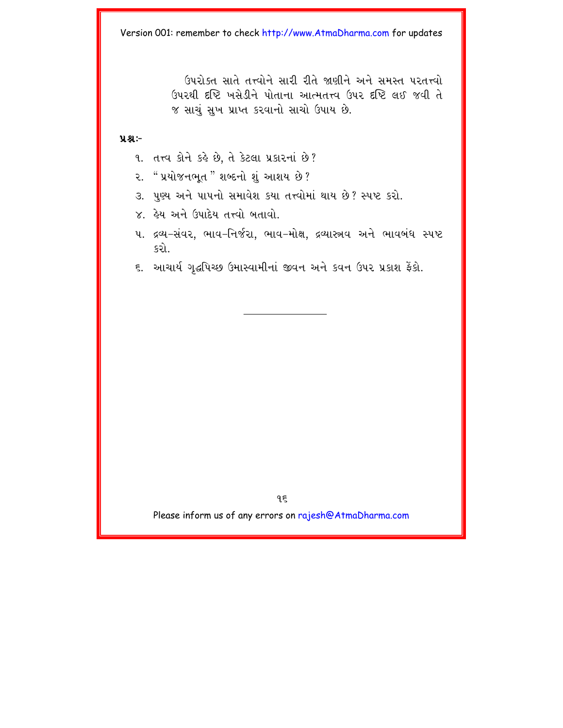ઉપરોક્ત સાતે તત્ત્વોને સારી રીતે જાણીને અને સમસ્ત પરતત્ત્વો ઉપરથી દૃષ્ટિ ખસેડીને પોતાના આત્મતત્ત્વ ઉપર દૃષ્ટિ લઈ જવી તે જ સાચું સુખ પ્રાપ્ત કરવાનો સાચો ઉપાય છે.

**પ્રશ્ન:-**

૧. તત્ત્વ કોને કહે છે, તે કેટલા પ્રકારનાં છે?

૨. "પ્રયોજનભૂત" શબ્દનો શું આશય છે?

૩. પુણ્ય અને પાપનો સમાવેશ કયા તત્ત્વોમાં થાય છે? સ્પષ્ટ કરો.

૪. હેય અને ઉપાદેય તત્ત્વો બતાવો.

૫. દ્રવ્ય-સંવર, ભાવ-નિર્જરા, ભાવ-મોક્ષ, દ્રવ્યાસ્ત્રવ અને ભાવબંધ સ્પષ્ટ કરો.

૬. આચાર્ય ગૃદ્ધપિચ્છ ઉમાસ્વામીનાં જીવન અને કવન ઉપર પ્રકાશ ફેંકો.

---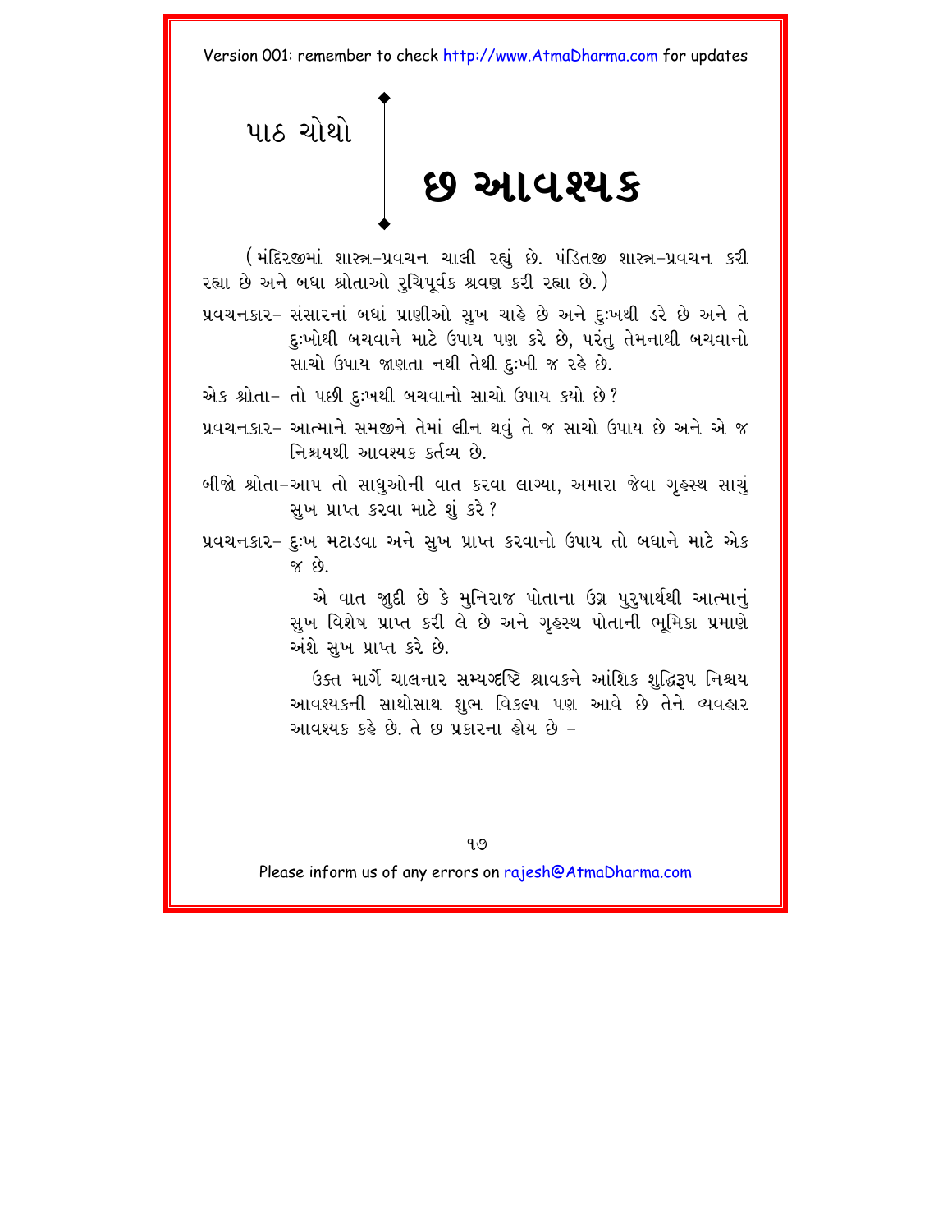પાઠ ચોથો

# છ આવશ્યક

(મંદિરજીમાં શાસ્ત્ર-પ્રવચન ચાલી રહ્યું છે. પંડિતજી શાસ્ત્ર-પ્રવચન કરી રહ્યા છે અને બધા શ્રોતાઓ રુચિપૂર્વક શ્રવણ કરી રહ્યા છે.)

પ્રવચનકાર– સંસારનાં બધાં પ્રાણીઓ સુખ ચાહે છે અને દુઃખથી ડરે છે અને તે દુઃખોથી બચવાને માટે ઉપાય પણ કરે છે, પરંતુ તેમનાથી બચવાનો સાચો ઉપાય જાણતા નથી તેથી દુઃખી જ રહે છે.

એક શ્રોતા– તો પછી દુઃખથી બચવાનો સાચો ઉપાય કયો છે?

પ્રવચનકાર– આત્માને સમજીને તેમાં લીન થવું તે જ સાચો ઉપાય છે અને એ જ નિશ્ચયથી આવશ્યક કર્તવ્ય છે.

બીજો શ્રોતા–આપ તો સાધુઓની વાત કરવા લાગ્યા, અમારા જેવા ગૃહસ્થ સાચું સુખ પ્રાપ્ત કરવા માટે શું કરે?

પ્રવચનકાર– દુઃખ મટાડવા અને સુખ પ્રાપ્ત કરવાનો ઉપાય તો બધાને માટે એક જ છે.

એ વાત જુદી છે કે મુનિરાજ પોતાના ઉગ્ર પુરુષાર્થથી આત્માનું સુખ વિશેષ પ્રાપ્ત કરી લે છે અને ગૃહસ્થ પોતાની ભૂમિકા પ્રમાણે અંશે સુખ પ્રાપ્ત કરે છે.

ઉક્ત માર્ગે ચાલનાર સમ્યગ્દષ્ટિ શ્રાવકને આંશિક શુદ્ધિરૂપ નિશ્ચય આવશ્યકની સાથોસાથ શુભ વિકલ્પ પણ આવે છે તેને વ્યવહાર આવશ્યક કહે છે. તે છ પ્રકારના હોય છે –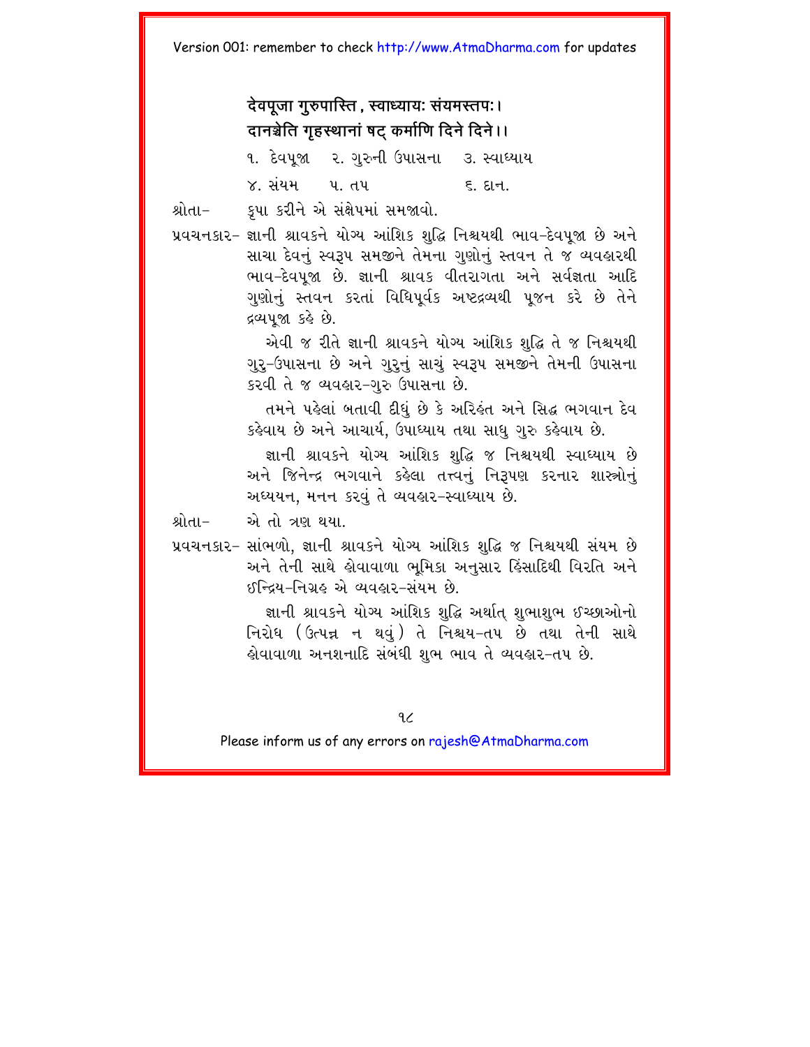**देवपूजा गुरुपास्ति , स्वाध्यायः संयमस्तपः।**
**दानश्चेति गृहस्थानां षट् कर्माणि दिने दिने।।**

૧. દેવપૂજા  ૨. ગુરુની ઉપાસના  ૩. સ્વાધ્યાય

૪. સંયમ  ૫. તપ  ૬. દાન.

શ્રોતા– કૃપા કરીને એ સંક્ષેપમાં સમજાવો.

પ્રવચનકાર– જ્ઞાની શ્રાવકને યોગ્ય આંશિક શુદ્ધિ નિશ્ચયથી ભાવ-દેવપૂજા છે અને સાચા દેવનું સ્વરૂપ સમજીને તેમના ગુણોનું સ્તવન તે જ વ્યવહારથી ભાવ-દેવપૂજા છે. જ્ઞાની શ્રાવક વીતરાગતા અને સર્વજ્ઞતા આદિ ગુણોનું સ્તવન કરતાં વિધિપૂર્વક અષ્ટદ્રવ્યથી પૂજન કરે છે તેને દ્રવ્યપૂજા કહે છે.

એવી જ રીતે જ્ઞાની શ્રાવકને યોગ્ય આંશિક શુદ્ધિ તે જ નિશ્ચયથી ગુરુ-ઉપાસના છે અને ગુરુનું સાચું સ્વરૂપ સમજીને તેમની ઉપાસના કરવી તે જ વ્યવહાર-ગુરુ ઉપાસના છે.

તમને પહેલાં બતાવી દીધું છે કે અરિહંત અને સિદ્ધ ભગવાન દેવ કહેવાય છે અને આચાર્ય, ઉપાધ્યાય તથા સાધુ ગુરુ કહેવાય છે.

જ્ઞાની શ્રાવકને યોગ્ય આંશિક શુદ્ધિ જ નિશ્ચયથી સ્વાધ્યાય છે અને જિનેન્દ્ર ભગવાને કહેલા તત્ત્વનું નિરૂપણ કરનાર શાસ્ત્રોનું અધ્યયન, મનન કરવું તે વ્યવહાર-સ્વાધ્યાય છે.

શ્રોતા– એ તો ત્રણ થયા.

પ્રવચનકાર– સાંભળો, જ્ઞાની શ્રાવકને યોગ્ય આંશિક શુદ્ધિ જ નિશ્ચયથી સંયમ છે અને તેની સાથે હોવાવાળા ભૂમિકા અનુસાર હિંસાદિથી વિરતિ અને ઇન્દ્રિય-નિગ્રહ એ વ્યવહાર-સંયમ છે.

જ્ઞાની શ્રાવકને યોગ્ય આંશિક શુદ્ધિ અર્થાત્ શુભાશુભ ઇચ્છાઓનો નિરોધ (ઉત્પન્ન ન થવું) તે નિશ્ચય-તપ છે તથા તેની સાથે હોવાવાળા અનશનાદિ સંબંધી શુભ ભાવ તે વ્યવહાર-તપ છે.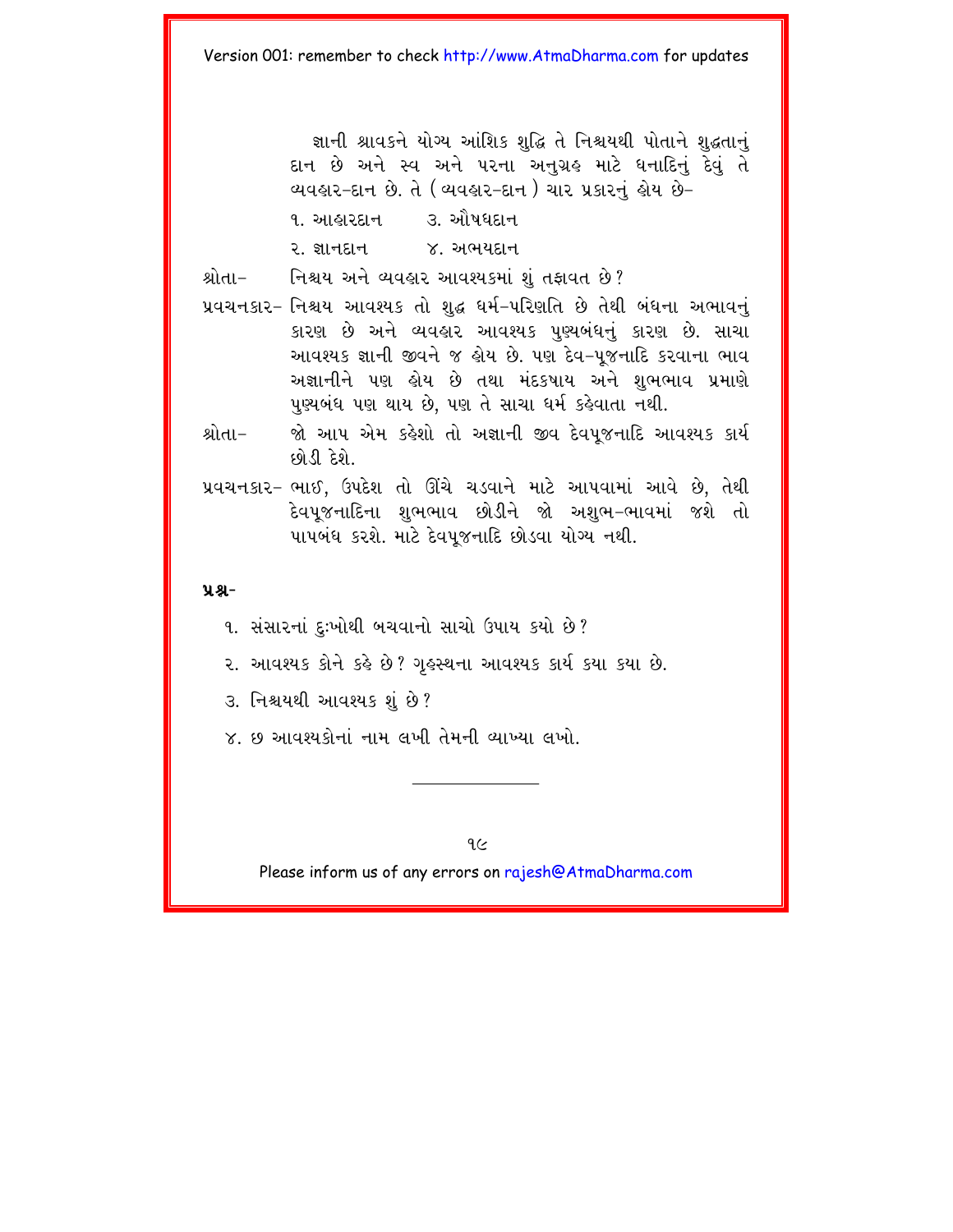જ્ઞાની શ્રાવકને યોગ્ય આંશિક શુદ્ધિ તે નિશ્ચયથી પોતાને શુદ્ધતાનું દાન છે અને સ્વ અને પરના અનુગ્રહ માટે ધનાદિનું દેવું તે વ્યવહાર-દાન છે. તે (વ્યવહાર-દાન) ચાર પ્રકારનું હોય છે-

૧. આહારદાન &nbsp;&nbsp;&nbsp;&nbsp; ૩. ઔષધદાન

૨. જ્ઞાનદાન &nbsp;&nbsp;&nbsp;&nbsp; ૪. અભયદાન

શ્રોતા- નિશ્ચય અને વ્યવહાર આવશ્યકમાં શું તફાવત છે?

પ્રવચનકાર- નિશ્ચય આવશ્યક તો શુદ્ધ ધર્મ-પરિણતિ છે તેથી બંધના અભાવનું કારણ છે અને વ્યવહાર આવશ્યક પુણ્યબંધનું કારણ છે. સાચા આવશ્યક જ્ઞાની જીવને જ હોય છે. પણ દેવ-પૂજનાદિ કરવાના ભાવ અજ્ઞાનીને પણ હોય છે તથા મંદકષાય અને શુભભાવ પ્રમાણે પુણ્યબંધ પણ થાય છે, પણ તે સાચા ધર્મ કહેવાતા નથી.

શ્રોતા- જો આપ એમ કહેશો તો અજ્ઞાની જીવ દેવપૂજનાદિ આવશ્યક કાર્ય છોડી દેશે.

પ્રવચનકાર- ભાઈ, ઉપદેશ તો ઊંચે ચડવાને માટે આપવામાં આવે છે, તેથી દેવપૂજનાદિના શુભભાવ છોડીને જો અશુભ-ભાવમાં જશે તો પાપબંધ કરશે. માટે દેવપૂજનાદિ છોડવા યોગ્ય નથી.

**પ્રશ્ન-**

૧. સંસારનાં દુઃખોથી બચવાનો સાચો ઉપાય કયો છે?

૨. આવશ્યક કોને કહે છે? ગૃહસ્થના આવશ્યક કાર્ય કયા કયા છે.

૩. નિશ્ચયથી આવશ્યક શું છે?

૪. છ આવશ્યકોનાં નામ લખી તેમની વ્યાખ્યા લખો.

---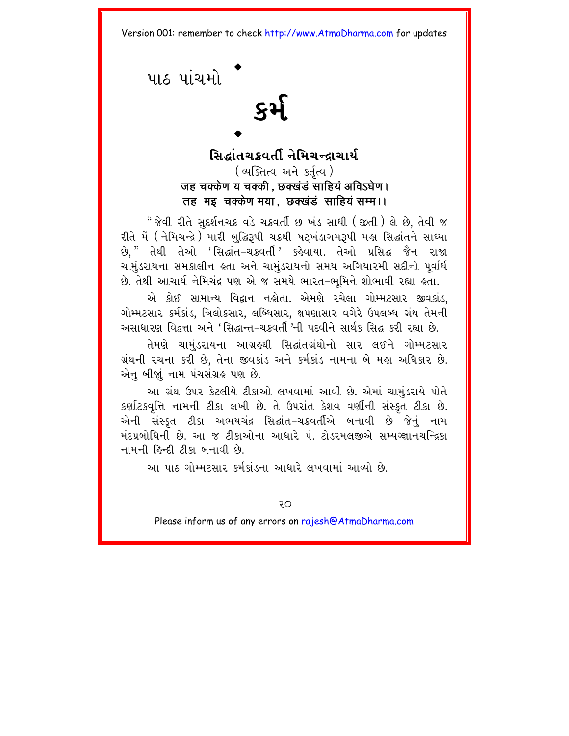# પાઠ પાંચમો

# કર્મ

## સિદ્ધાંતચક્રવર્તી નેમિચન્દ્રાચાર્ય

(વ્યક્તિત્વ અને કર્તૃત્વ)

**जह चक्केण य चक्की, छक्खंडं साहियं अविऽघेण।**
**तह मइ चक्केण मया, छक्खंडं साहियं सम्म।।**

"જેવી રીતે સુદર્શનચક્ર વડે ચક્રવર્તી છ ખંડ સાધી (જીતી) લે છે, તેવી જ રીતે મેં (નેમિચન્દ્રે) મારી બુદ્ધિરૂપી ચક્રથી ષટ્ખંડાગમરૂપી મહા સિદ્ધાંતને સાધ્યા છે," તેથી તેઓ 'સિદ્ધાંત-ચક્રવર્તી' કહેવાયા. તેઓ પ્રસિદ્ધ જૈન રાજા ચામુંડરાયના સમકાલીન હતા અને ચામુંડરાયનો સમય અગિયારમી સદીનો પૂર્વાર્ધ છે. તેથી આચાર્ય નેમિચંદ્ર પણ એ જ સમયે ભારત-ભૂમિને શોભાવી રહ્યા હતા.

એ કોઈ સામાન્ય વિદ્વાન નહોતા. એમણે રચેલા ગોમ્મટસાર જીવકાંડ, ગોમ્મટસાર કર્મકાંડ, ત્રિલોકસાર, લબ્ધિસાર, ક્ષપણાસાર વગેરે ઉપલબ્ધ ગ્રંથ તેમની અસાધારણ વિદ્વત્તા અને 'સિદ્ધાન્ત-ચક્રવર્તી'ની પદવીને સાર્થક સિદ્ધ કરી રહ્યા છે.

તેમણે ચામુંડરાયના આગ્રહથી સિદ્ધાંતગ્રંથોનો સાર લઈને ગોમ્મટસાર ગ્રંથની રચના કરી છે, તેના જીવકાંડ અને કર્મકાંડ નામના બે મહા અધિકાર છે. એનુ બીજું નામ પંચસંગ્રહ પણ છે.

આ ગ્રંથ ઉપર કેટલીયે ટીકાઓ લખવામાં આવી છે. એમાં ચામુંડરાયે પોતે કર્ણાટકવૃત્તિ નામની ટીકા લખી છે. તે ઉપરાંત કેશવ વર્ણીની સંસ્કૃત ટીકા છે. એની સંસ્કૃત ટીકા અભયચંદ્ર સિદ્ધાંત-ચક્રવર્તીએ બનાવી છે જેનું નામ મંદપ્રબોધિની છે. આ જ ટીકાઓના આધારે પં. ટોડરમલજીએ સમ્યગ્જ્ઞાનચન્દ્રિકા નામની હિન્દી ટીકા બનાવી છે.

આ પાઠ ગોમ્મટસાર કર્મકાંડના આધારે લખવામાં આવ્યો છે.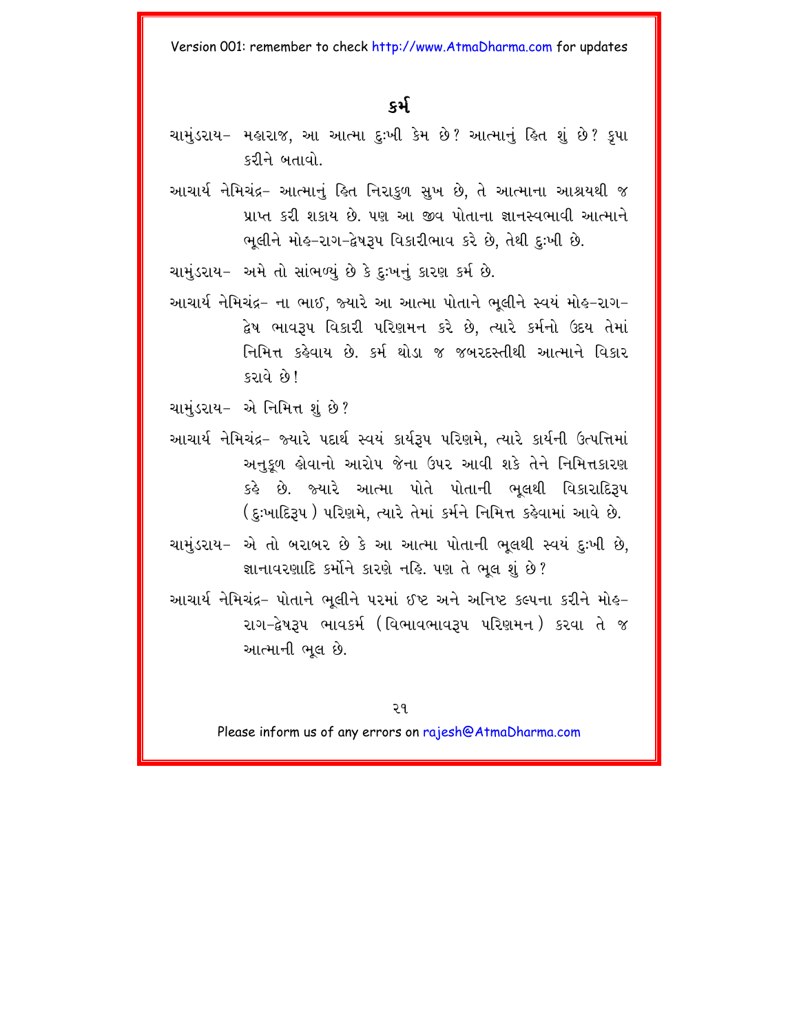# કર્મ

ચામુંડરાય– મહારાજ, આ આત્મા દુઃખી કેમ છે? આત્માનું હિત શું છે? કૃપા કરીને બતાવો.

આચાર્ય નેમિચંદ્ર– આત્માનું હિત નિરાકુળ સુખ છે, તે આત્માના આશ્રયથી જ પ્રાપ્ત કરી શકાય છે. પણ આ જીવ પોતાના જ્ઞાનસ્વભાવી આત્માને ભૂલીને મોહ–રાગ–દ્વેષરૂપ વિકારીભાવ કરે છે, તેથી દુઃખી છે.

ચામુંડરાય– અમે તો સાંભળ્યું છે કે દુઃખનું કારણ કર્મ છે.

આચાર્ય નેમિચંદ્ર– ના ભાઈ, જ્યારે આ આત્મા પોતાને ભૂલીને સ્વયં મોહ–રાગ–દ્વેષ ભાવરૂપ વિકારી પરિણમન કરે છે, ત્યારે કર્મનો ઉદય તેમાં નિમિત્ત કહેવાય છે. કર્મ થોડા જ જબરદસ્તીથી આત્માને વિકાર કરાવે છે!

ચામુંડરાય– એ નિમિત્ત શું છે?

આચાર્ય નેમિચંદ્ર– જ્યારે પદાર્થ સ્વયં કાર્યરૂપ પરિણમે, ત્યારે કાર્યની ઉત્પત્તિમાં અનુકૂળ હોવાનો આરોપ જેના ઉપર આવી શકે તેને નિમિત્તકારણ કહે છે. જ્યારે આત્મા પોતે પોતાની ભૂલથી વિકારાદિરૂપ (દુઃખાદિરૂપ) પરિણમે, ત્યારે તેમાં કર્મને નિમિત્ત કહેવામાં આવે છે.

ચામુંડરાય– એ તો બરાબર છે કે આ આત્મા પોતાની ભૂલથી સ્વયં દુઃખી છે, જ્ઞાનાવરણાદિ કર્મોને કારણે નહિ. પણ તે ભૂલ શું છે?

આચાર્ય નેમિચંદ્ર– પોતાને ભૂલીને પરમાં ઈષ્ટ અને અનિષ્ટ કલ્પના કરીને મોહ–રાગ–દ્વેષરૂપ ભાવકર્મ (વિભાવભાવરૂપ પરિણમન) કરવા તે જ આત્માની ભૂલ છે.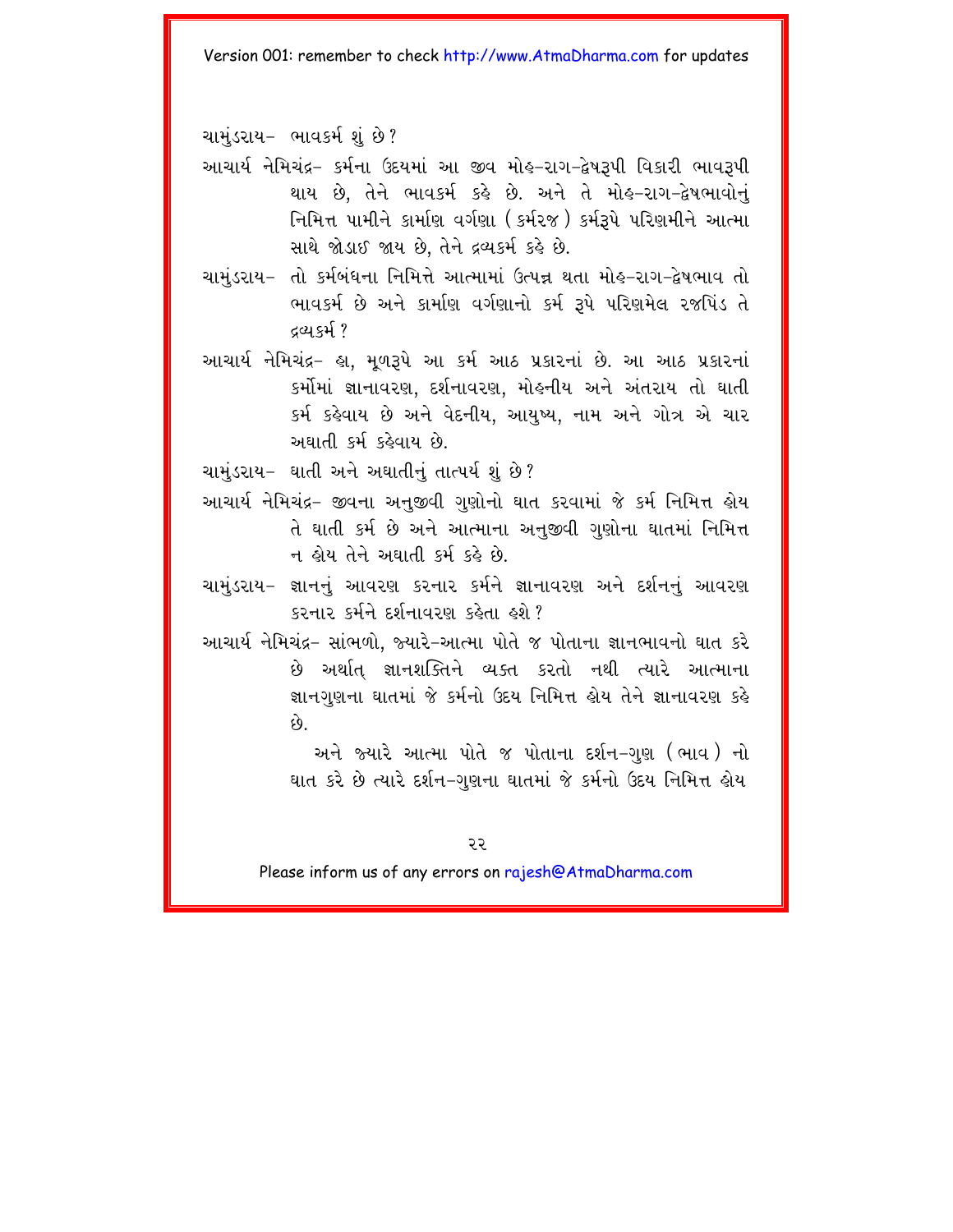ચામુંડરાય- ભાવકર્મ શું છે?

આચાર્ય નેમિચંદ્ર- કર્મના ઉદયમાં આ જીવ મોહ-રાગ-દ્વેષરૂપી વિકારી ભાવરૂપી થાય છે, તેને ભાવકર્મ કહે છે. અને તે મોહ-રાગ-દ્વેષભાવોનું નિમિત્ત પામીને કાર્માણ વર્ગણા (કર્મરજ) કર્મરૂપે પરિણમીને આત્મા સાથે જોડાઈ જાય છે, તેને દ્રવ્યકર્મ કહે છે.

ચામુંડરાય- તો કર્મબંધના નિમિત્તે આત્મામાં ઉત્પન્ન થતા મોહ-રાગ-દ્વેષભાવ તો ભાવકર્મ છે અને કાર્માણ વર્ગણાનો કર્મ રૂપે પરિણમેલ રજપિંડ તે દ્રવ્યકર્મ?

આચાર્ય નેમિચંદ્ર- હા, મૂળરૂપે આ કર્મ આઠ પ્રકારનાં છે. આ આઠ પ્રકારનાં કર્મોમાં જ્ઞાનાવરણ, દર્શનાવરણ, મોહનીય અને અંતરાય તો ઘાતી કર્મ કહેવાય છે અને વેદનીય, આયુષ્ય, નામ અને ગોત્ર એ ચાર અઘાતી કર્મ કહેવાય છે.

ચામુંડરાય- ઘાતી અને અઘાતીનું તાત્પર્ય શું છે?

આચાર્ય નેમિચંદ્ર- જીવના અનુજીવી ગુણોનો ઘાત કરવામાં જે કર્મ નિમિત્ત હોય તે ઘાતી કર્મ છે અને આત્માના અનુજીવી ગુણોના ઘાતમાં નિમિત્ત ન હોય તેને અઘાતી કર્મ કહે છે.

ચામુંડરાય- જ્ઞાનનું આવરણ કરનાર કર્મને જ્ઞાનાવરણ અને દર્શનનું આવરણ કરનાર કર્મને દર્શનાવરણ કહેતા હશે?

આચાર્ય નેમિચંદ્ર- સાંભળો, જ્યારે-આત્મા પોતે જ પોતાના જ્ઞાનભાવનો ઘાત કરે છે અર્થાત્ જ્ઞાનશક્તિને વ્યક્ત કરતો નથી ત્યારે આત્માના જ્ઞાનગુણના ઘાતમાં જે કર્મનો ઉદય નિમિત્ત હોય તેને જ્ઞાનાવરણ કહે છે.

અને જ્યારે આત્મા પોતે જ પોતાના દર્શન-ગુણ (ભાવ) નો ઘાત કરે છે ત્યારે દર્શન-ગુણના ઘાતમાં જે કર્મનો ઉદય નિમિત્ત હોય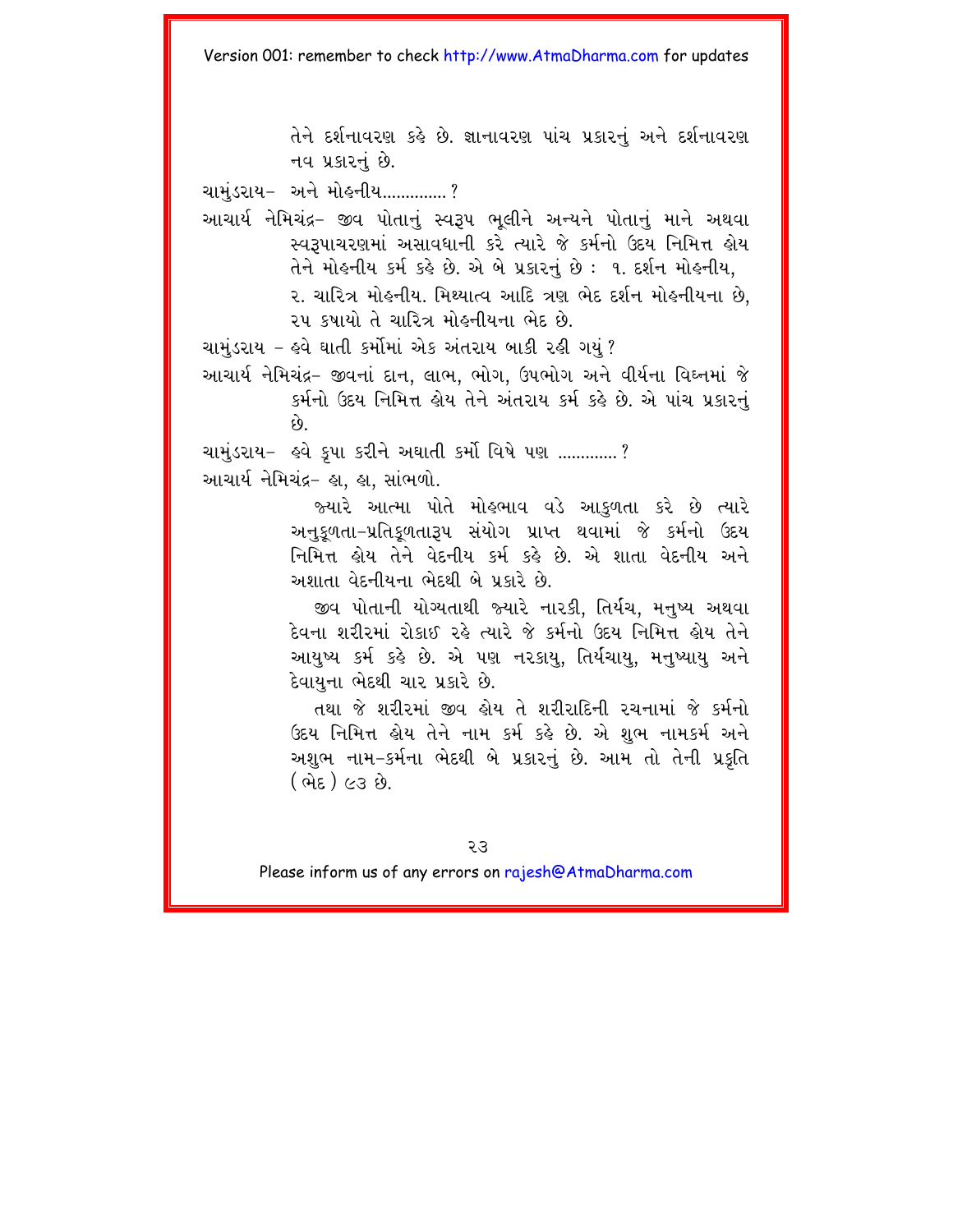તેને દર્શનાવરણ કહે છે. જ્ઞાનાવરણ પાંચ પ્રકારનું અને દર્શનાવરણ નવ પ્રકારનું છે.

ચામુંડરાય- અને મોહનીય..............?

આચાર્ય નેમિચંદ્ર- જીવ પોતાનું સ્વરૂપ ભૂલીને અન્યને પોતાનું માને અથવા સ્વરૂપાચરણમાં અસાવધાની કરે ત્યારે જે કર્મનો ઉદય નિમિત્ત હોય તેને મોહનીય કર્મ કહે છે. એ બે પ્રકારનું છે : ૧. દર્શન મોહનીય, ૨. ચારિત્ર મોહનીય. મિથ્યાત્વ આદિ ત્રણ ભેદ દર્શન મોહનીયના છે, ૨૫ કષાયો તે ચારિત્ર મોહનીયના ભેદ છે.

ચામુંડરાય – હવે ઘાતી કર્મોમાં એક અંતરાય બાકી રહી ગયું?

આચાર્ય નેમિચંદ્ર- જીવનાં દાન, લાભ, ભોગ, ઉપભોગ અને વીર્યના વિઘ્નમાં જે કર્મનો ઉદય નિમિત્ત હોય તેને અંતરાય કર્મ કહે છે. એ પાંચ પ્રકારનું છે.

ચામુંડરાય- હવે કૃપા કરીને અઘાતી કર્મો વિષે પણ .............?

આચાર્ય નેમિચંદ્ર- હા, હા, સાંભળો.

જ્યારે આત્મા પોતે મોહભાવ વડે આકુળતા કરે છે ત્યારે અનુકૂળતા-પ્રતિકૂળતારૂપ સંયોગ પ્રાપ્ત થવામાં જે કર્મનો ઉદય નિમિત્ત હોય તેને વેદનીય કર્મ કહે છે. એ શાતા વેદનીય અને અશાતા વેદનીયના ભેદથી બે પ્રકારે છે.

જીવ પોતાની યોગ્યતાથી જ્યારે નારકી, તિર્યંચ, મનુષ્ય અથવા દેવના શરીરમાં રોકાઈ રહે ત્યારે જે કર્મનો ઉદય નિમિત્ત હોય તેને આયુષ્ય કર્મ કહે છે. એ પણ નરકાયુ, તિર્યંચાયુ, મનુષ્યાયુ અને દેવાયુના ભેદથી ચાર પ્રકારે છે.

તથા જે શરીરમાં જીવ હોય તે શરીરાદિની રચનામાં જે કર્મનો ઉદય નિમિત્ત હોય તેને નામ કર્મ કહે છે. એ શુભ નામકર્મ અને અશુભ નામ-કર્મના ભેદથી બે પ્રકારનું છે. આમ તો તેની પ્રકૃતિ (ભેદ) ૯૩ છે.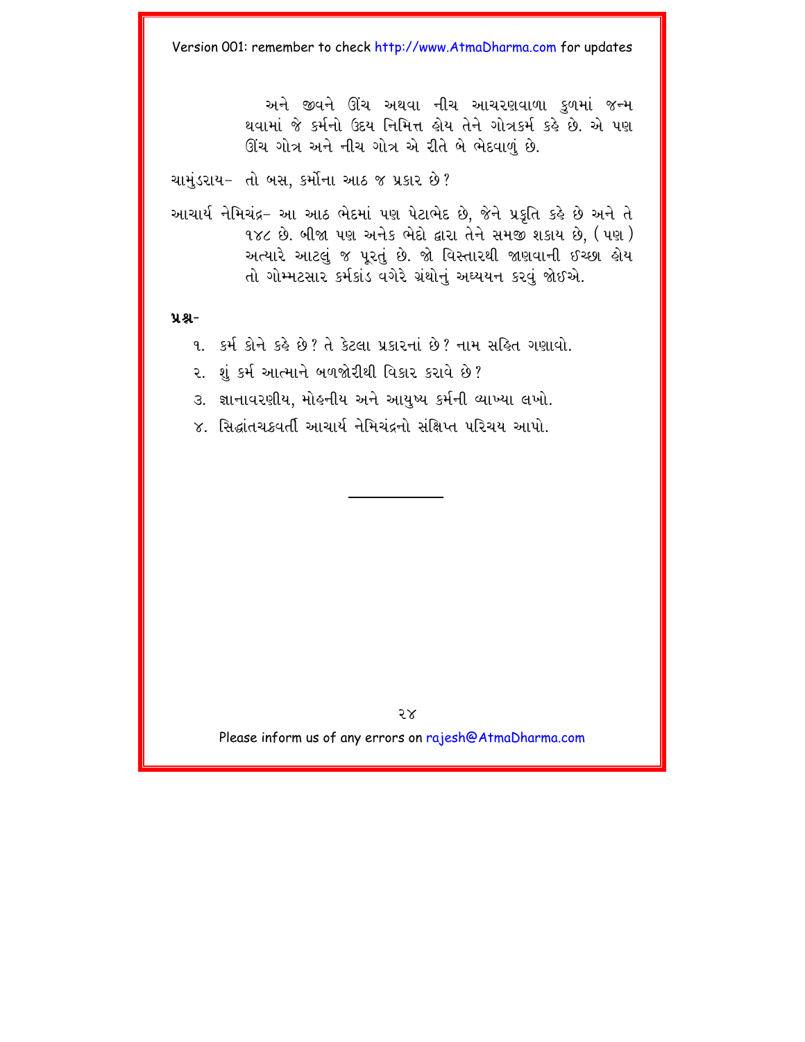અને જીવને ઊંચ અથવા નીચ આચરણવાળા કુળમાં જન્મ થવામાં જે કર્મનો ઉદય નિમિત્ત હોય તેને ગોત્રકર્મ કહે છે. એ પણ ઊંચ ગોત્ર અને નીચ ગોત્ર એ રીતે બે ભેદવાળું છે.

ચામુંડરાય– તો બસ, કર્મોના આઠ જ પ્રકાર છે?

આચાર્ય નેમિચંદ્ર– આ આઠ ભેદમાં પણ પેટાભેદ છે, જેને પ્રકૃતિ કહે છે અને તે ૧૪૮ છે. બીજા પણ અનેક ભેદો દ્વારા તેને સમજી શકાય છે, (પણ) અત્યારે આટલું જ પૂરતું છે. જો વિસ્તારથી જાણવાની ઈચ્છા હોય તો ગોમ્મટસાર કર્મકાંડ વગેરે ગ્રંથોનું અધ્યયન કરવું જોઈએ.

**પ્રશ્ન-**

૧. કર્મ કોને કહે છે? તે કેટલા પ્રકારનાં છે? નામ સહિત ગણાવો.
૨. શું કર્મ આત્માને બળજોરીથી વિકાર કરાવે છે?
૩. જ્ઞાનાવરણીય, મોહનીય અને આયુષ્ય કર્મની વ્યાખ્યા લખો.
૪. સિદ્ધાંતચક્રવર્તી આચાર્ય નેમિચંદ્રનો સંક્ષિપ્ત પરિચય આપો.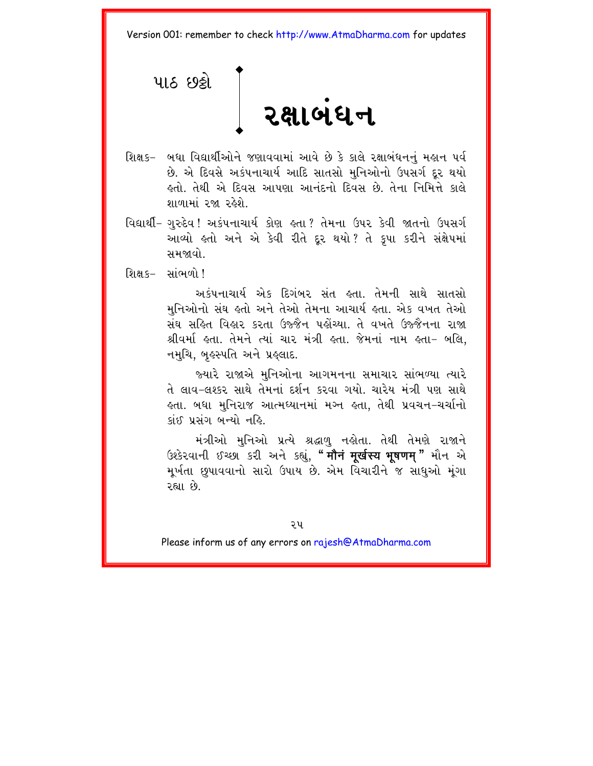પાઠ છઠ્ઠો

# રક્ષાબંધન

શિક્ષક– બધા વિદ્યાર્થીઓને જણાવવામાં આવે છે કે કાલે રક્ષાબંધનનું મહાન પર્વ છે. એ દિવસે અકંપનાચાર્ય આદિ સાતસો મુનિઓનો ઉપસર્ગ દૂર થયો હતો. તેથી એ દિવસ આપણા આનંદનો દિવસ છે. તેના નિમિત્તે કાલે શાળામાં રજા રહેશે.

વિદ્યાર્થી– ગુરુદેવ! અકંપનાચાર્ય કોણ હતા? તેમના ઉપર કેવી જાતનો ઉપસર્ગ આવ્યો હતો અને એ કેવી રીતે દૂર થયો? તે કૃપા કરીને સંક્ષેપમાં સમજાવો.

શિક્ષક– સાંભળો!

અકંપનાચાર્ય એક દિગંબર સંત હતા. તેમની સાથે સાતસો મુનિઓનો સંઘ હતો અને તેઓ તેમના આચાર્ય હતા. એક વખત તેઓ સંઘ સહિત વિહાર કરતા ઉજ્જૈન પહોંચ્યા. તે વખતે ઉજ્જૈનના રાજા શ્રીવર્મા હતા. તેમને ત્યાં ચાર મંત્રી હતા. જેમનાં નામ હતા– બલિ, નમુચિ, બૃહસ્પતિ અને પ્રહ્લાદ.

જ્યારે રાજાએ મુનિઓના આગમનના સમાચાર સાંભળ્યા ત્યારે તે લાવ-લશ્કર સાથે તેમનાં દર્શન કરવા ગયો. ચારેય મંત્રી પણ સાથે હતા. બધા મુનિરાજ આત્મધ્યાનમાં મગ્ન હતા, તેથી પ્રવચન-ચર્ચાનો કાંઈ પ્રસંગ બન્યો નહિ.

મંત્રીઓ મુનિઓ પ્રત્યે શ્રદ્ધાળુ નહોતા. તેથી તેમણે રાજાને ઉશ્કેરવાની ઈચ્છા કરી અને કહ્યું, "**मौनं मूर्खस्य भूषणम्**" મૌન એ મૂર્ખતા છુપાવવાનો સારો ઉપાય છે. એમ વિચારીને જ સાધુઓ મૂંગા રહ્યા છે.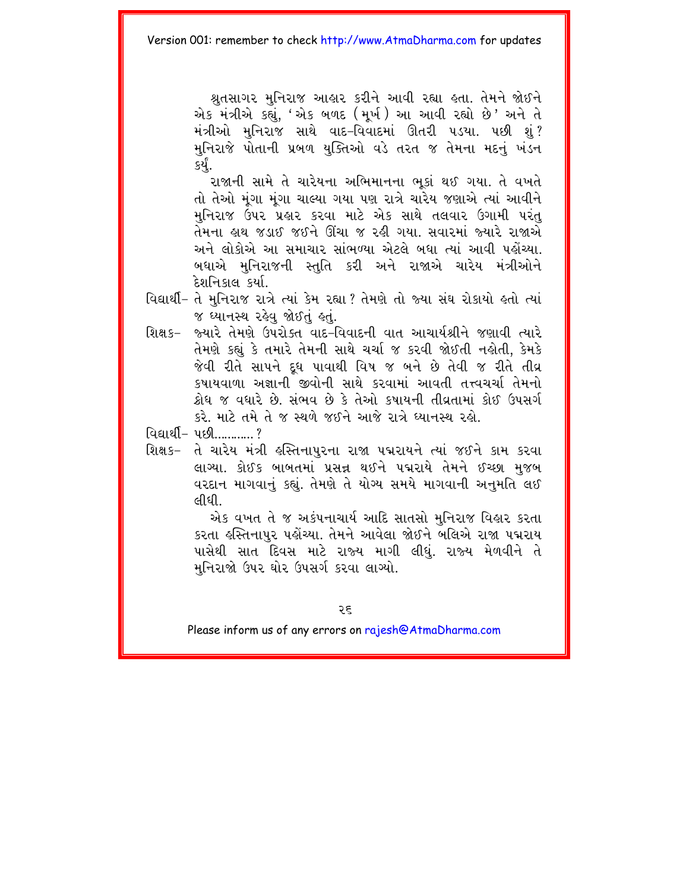શ્રુતસાગર મુનિરાજ આહાર કરીને આવી રહ્યા હતા. તેમને જોઈને એક મંત્રીએ કહ્યું, 'એક બળદ (મૂર્ખ) આ આવી રહ્યો છે' અને તે મંત્રીઓ મુનિરાજ સાથે વાદ-વિવાદમાં ઊતરી પડયા. પછી શું? મુનિરાજે પોતાની પ્રબળ યુક્તિઓ વડે તરત જ તેમના મદનું ખંડન કર્યું.

રાજાની સામે તે ચારેયના અભિમાનના ભૂકાં થઈ ગયા. તે વખતે તો તેઓ મૂંગા મૂંગા ચાલ્યા ગયા પણ રાત્રે ચારેય જણાએ ત્યાં આવીને મુનિરાજ ઉપર પ્રહાર કરવા માટે એક સાથે તલવાર ઉગામી પરંતુ તેમના હાથ જડાઈ જઈને ઊંચા જ રહી ગયા. સવારમાં જ્યારે રાજાએ અને લોકોએ આ સમાચાર સાંભળ્યા એટલે બધા ત્યાં આવી પહોંચ્યા. બધાએ મુનિરાજની સ્તુતિ કરી અને રાજાએ ચારેય મંત્રીઓને દેશનિકાલ કર્યા.

વિદ્યાર્થી– તે મુનિરાજ રાત્રે ત્યાં કેમ રહ્યા? તેમણે તો જ્યા સંઘ રોકાયો હતો ત્યાં જ ધ્યાનસ્થ રહેવુ જોઈતું હતું.

શિક્ષક– જ્યારે તેમણે ઉપરોક્ત વાદ-વિવાદની વાત આચાર્યશ્રીને જણાવી ત્યારે તેમણે કહ્યું કે તમારે તેમની સાથે ચર્ચા જ કરવી જોઈતી નહોતી, કેમકે જેવી રીતે સાપને દૂધ પાવાથી વિષ જ બને છે તેવી જ રીતે તીવ્ર કષાયવાળા અજ્ઞાની જીવોની સાથે કરવામાં આવતી તત્ત્વચર્ચા તેમનો ક્રોધ જ વધારે છે. સંભવ છે કે તેઓ કષાયની તીવ્રતામાં કોઈ ઉપસર્ગ કરે. માટે તમે તે જ સ્થળે જઈને આજે રાત્રે ધ્યાનસ્થ રહો.

વિદ્યાર્થી– પછી...........?

શિક્ષક– તે ચારેય મંત્રી હસ્તિનાપુરના રાજા પદ્મરાયને ત્યાં જઈને કામ કરવા લાગ્યા. કોઈક બાબતમાં પ્રસન્ન થઈને પદ્મરાયે તેમને ઈચ્છા મુજબ વરદાન માગવાનું કહ્યું. તેમણે તે યોગ્ય સમયે માગવાની અનુમતિ લઈ લીધી.

એક વખત તે જ અકંપનાચાર્ય આદિ સાતસો મુનિરાજ વિહાર કરતા કરતા હસ્તિનાપુર પહોંચ્યા. તેમને આવેલા જોઈને બલિએ રાજા પદ્મરાય પાસેથી સાત દિવસ માટે રાજ્ય માગી લીધું. રાજ્ય મેળવીને તે મુનિરાજો ઉપર ઘોર ઉપસર્ગ કરવા લાગ્યો.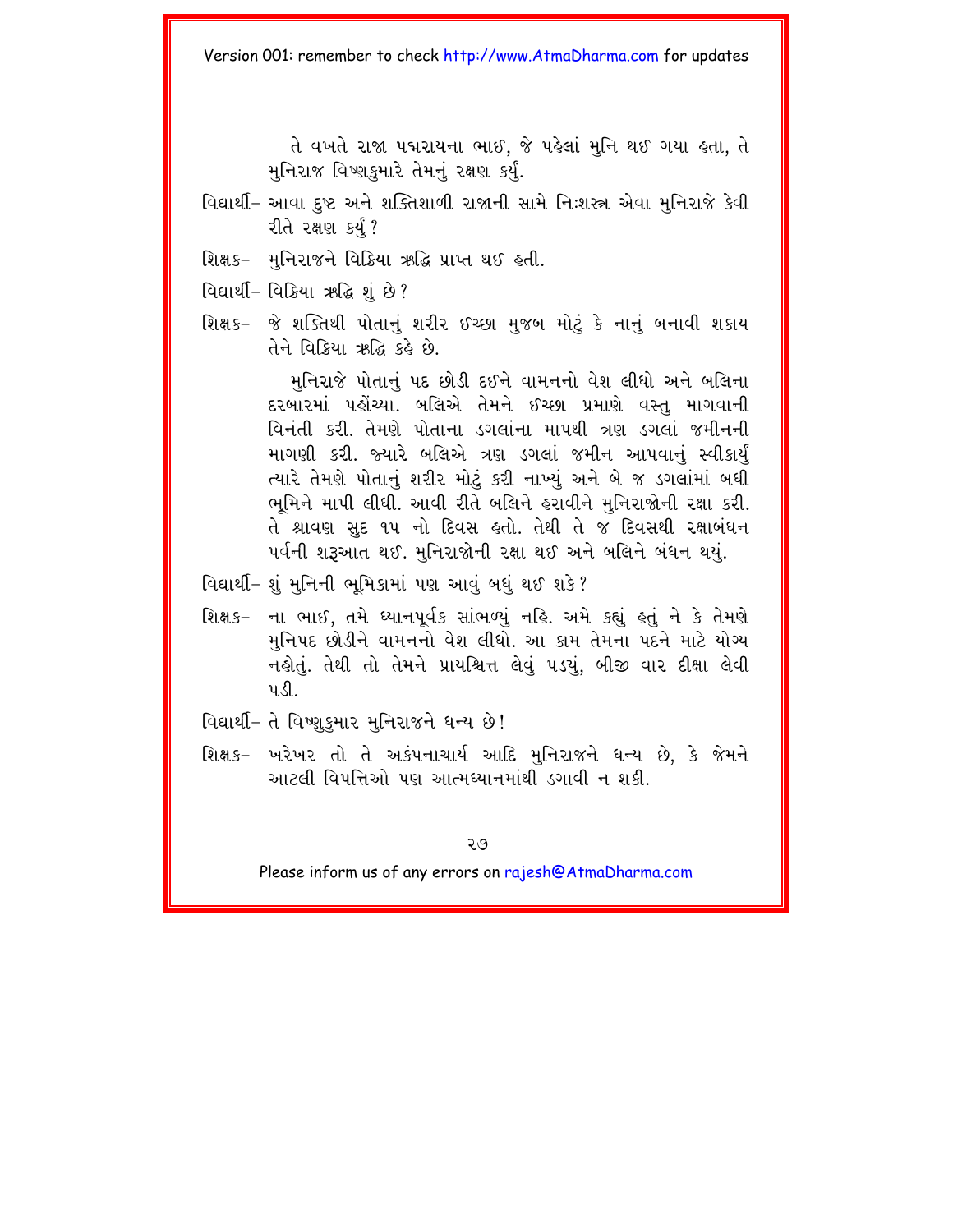તે વખતે રાજા પદ્મરાયના ભાઈ, જે પહેલાં મુનિ થઈ ગયા હતા, તે મુનિરાજ વિષ્ણુકુમારે તેમનું રક્ષણ કર્યું.

વિદ્યાર્થી– આવા દુષ્ટ અને શક્તિશાળી રાજાની સામે નિઃશસ્ત્ર એવા મુનિરાજે કેવી રીતે રક્ષણ કર્યું?

શિક્ષક– મુનિરાજને વિક્રિયા ઋદ્ધિ પ્રાપ્ત થઈ હતી.

વિદ્યાર્થી– વિક્રિયા ઋદ્ધિ શું છે?

શિક્ષક– જે શક્તિથી પોતાનું શરીર ઈચ્છા મુજબ મોટું કે નાનું બનાવી શકાય તેને વિક્રિયા ઋદ્ધિ કહે છે.

મુનિરાજે પોતાનું પદ છોડી દઈને વામનનો વેશ લીધો અને બલિના દરબારમાં પહોંચ્યા. બલિએ તેમને ઈચ્છા પ્રમાણે વસ્તુ માગવાની વિનંતી કરી. તેમણે પોતાના ડગલાંના માપથી ત્રણ ડગલાં જમીનની માગણી કરી. જ્યારે બલિએ ત્રણ ડગલાં જમીન આપવાનું સ્વીકાર્યું ત્યારે તેમણે પોતાનું શરીર મોટું કરી નાખ્યું અને બે જ ડગલાંમાં બધી ભૂમિને માપી લીધી. આવી રીતે બલિને હરાવીને મુનિરાજોની રક્ષા કરી. તે શ્રાવણ સુદ ૧૫ નો દિવસ હતો. તેથી તે જ દિવસથી રક્ષાબંધન પર્વની શરૂઆત થઈ. મુનિરાજોની રક્ષા થઈ અને બલિને બંધન થયું.

વિદ્યાર્થી– શું મુનિની ભૂમિકામાં પણ આવું બધું થઈ શકે?

શિક્ષક– ના ભાઈ, તમે ધ્યાનપૂર્વક સાંભળ્યું નહિ. અમે કહ્યું હતું ને કે તેમણે મુનિપદ છોડીને વામનનો વેશ લીધો. આ કામ તેમના પદને માટે યોગ્ય નહોતું. તેથી તો તેમને પ્રાયશ્ચિત્ત લેવું પડયું, બીજી વાર દીક્ષા લેવી પડી.

વિદ્યાર્થી– તે વિષ્ણુકુમાર મુનિરાજને ધન્ય છે!

શિક્ષક– ખરેખર તો તે અકંપનાચાર્ય આદિ મુનિરાજને ધન્ય છે, કે જેમને આટલી વિપત્તિઓ પણ આત્મધ્યાનમાંથી ડગાવી ન શકી.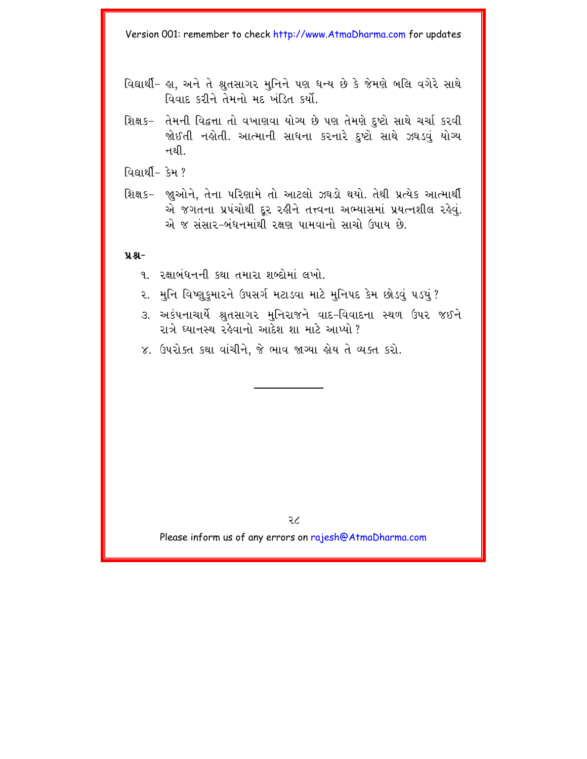વિદ્યાર્થી– હા, અને તે શ્રુતસાગર મુનિને પણ ધન્ય છે કે જેમણે બલિ વગેરે સાથે વિવાદ કરીને તેમનો મદ ખંડિત કર્યો.

શિક્ષક– તેમની વિદ્વત્તા તો વખાણવા યોગ્ય છે પણ તેમણે દુષ્ટો સાથે ચર્ચા કરવી જોઈતી નહોતી. આત્માની સાધના કરનારે દુષ્ટો સાથે ઝઘડવું યોગ્ય નથી.

વિદ્યાર્થી– કેમ ?

શિક્ષક– જુઓને, તેના પરિણામે તો આટલો ઝઘડો થયો. તેથી પ્રત્યેક આત્માર્થી એ જગતના પ્રપંચોથી દૂર રહીને તત્ત્વના અભ્યાસમાં પ્રયત્નશીલ રહેવું. એ જ સંસાર-બંધનમાંથી રક્ષણ પામવાનો સાચો ઉપાય છે.

**પ્રશ્ન-**

૧. રક્ષાબંધનની કથા તમારા શબ્દોમાં લખો.

૨. મુનિ વિષ્ણુકુમારને ઉપસર્ગ મટાડવા માટે મુનિપદ કેમ છોડવું પડયું ?

૩. અકંપનાચાર્યે શ્રુતસાગર મુનિરાજને વાદ-વિવાદના સ્થળ ઉપર જઈને રાત્રે ધ્યાનસ્થ રહેવાનો આદેશ શા માટે આપ્યો ?

૪. ઉપરોક્ત કથા વાંચીને, જે ભાવ જાગ્યા હોય તે વ્યક્ત કરો.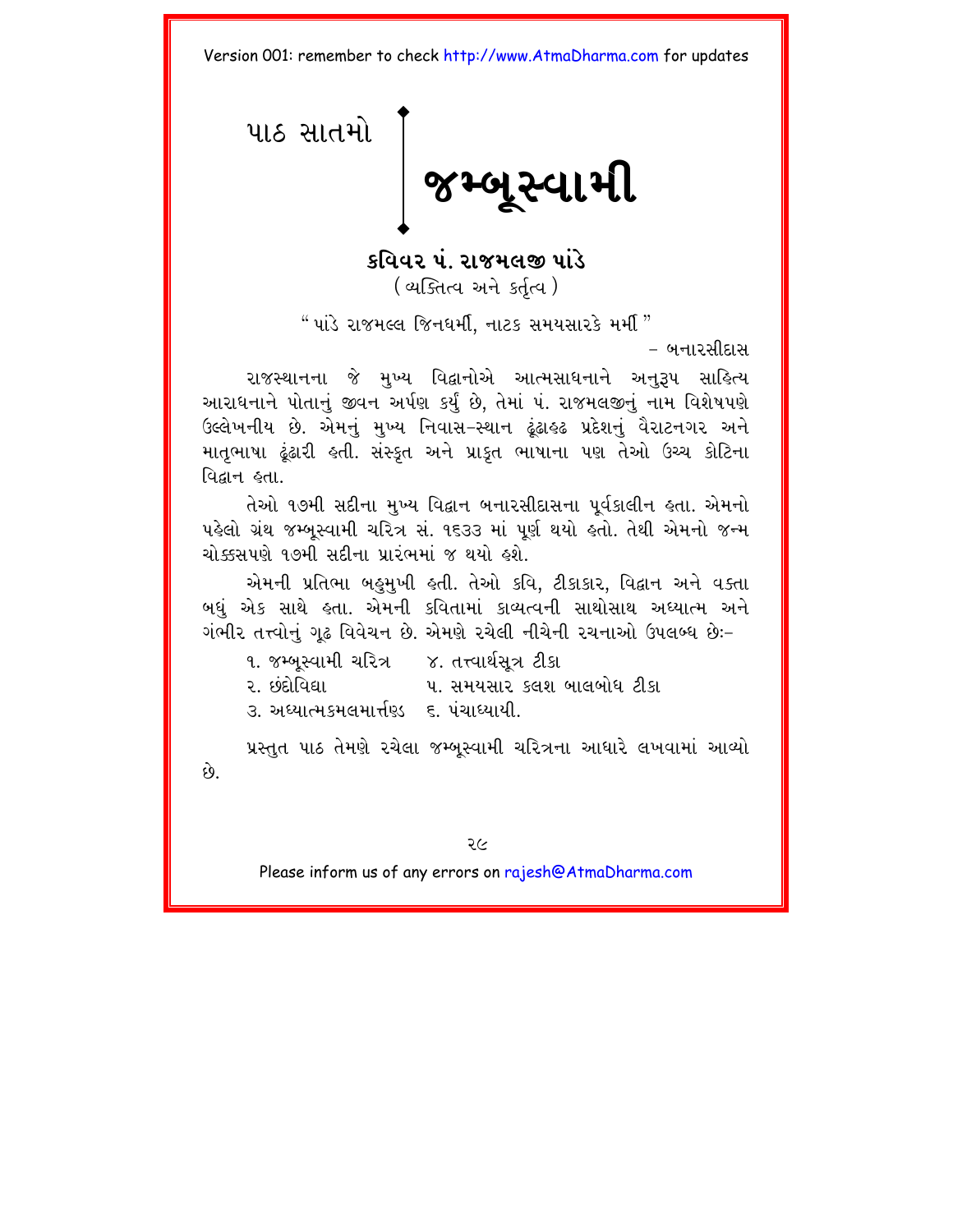પાઠ સાતમો

# જમ્બૂસ્વામી

## કવિવર પં. રાજમલજી પાંડે

(વ્યક્તિત્વ અને કર્તૃત્વ)

"પાંડે રાજમલ્લ જિનધર્મી, નાટક સમયસારકે મર્મી"

– બનારસીદાસ

રાજસ્થાનના જે મુખ્ય વિદ્વાનોએ આત્મસાધનાને અનુરૂપ સાહિત્ય આરાધનાને પોતાનું જીવન અર્પણ કર્યું છે, તેમાં પં. રાજમલજીનું નામ વિશેષપણે ઉલ્લેખનીય છે. એમનું મુખ્ય નિવાસ-સ્થાન ઢૂંઢાહઢ પ્રદેશનું વૈરાટનગર અને માતૃભાષા ઢૂંઢારી હતી. સંસ્કૃત અને પ્રાકૃત ભાષાના પણ તેઓ ઉચ્ચ કોટિના વિદ્વાન હતા.

તેઓ ૧૭મી સદીના મુખ્ય વિદ્વાન બનારસીદાસના પૂર્વકાલીન હતા. એમનો પહેલો ગ્રંથ જમ્બૂસ્વામી ચરિત્ર સં. ૧૬૩૩ માં પૂર્ણ થયો હતો. તેથી એમનો જન્મ ચોક્કસપણે ૧૭મી સદીના પ્રારંભમાં જ થયો હશે.

એમની પ્રતિભા બહુમુખી હતી. તેઓ કવિ, ટીકાકાર, વિદ્વાન અને વક્તા બધું એક સાથે હતા. એમની કવિતામાં કાવ્યત્વની સાથોસાથ અધ્યાત્મ અને ગંભીર તત્ત્વોનું ગૂઢ વિવેચન છે. એમણે રચેલી નીચેની રચનાઓ ઉપલબ્ધ છેઃ–

૧. જમ્બૂસ્વામી ચરિત્ર
૨. છંદોવિદ્યા
૩. અધ્યાત્મકમલમાર્ત્તણ્ડ
૪. તત્ત્વાર્થસૂત્ર ટીકા
૫. સમયસાર કલશ બાલબોધ ટીકા
૬. પંચાધ્યાયી.

પ્રસ્તુત પાઠ તેમણે રચેલા જમ્બૂસ્વામી ચરિત્રના આધારે લખવામાં આવ્યો છે.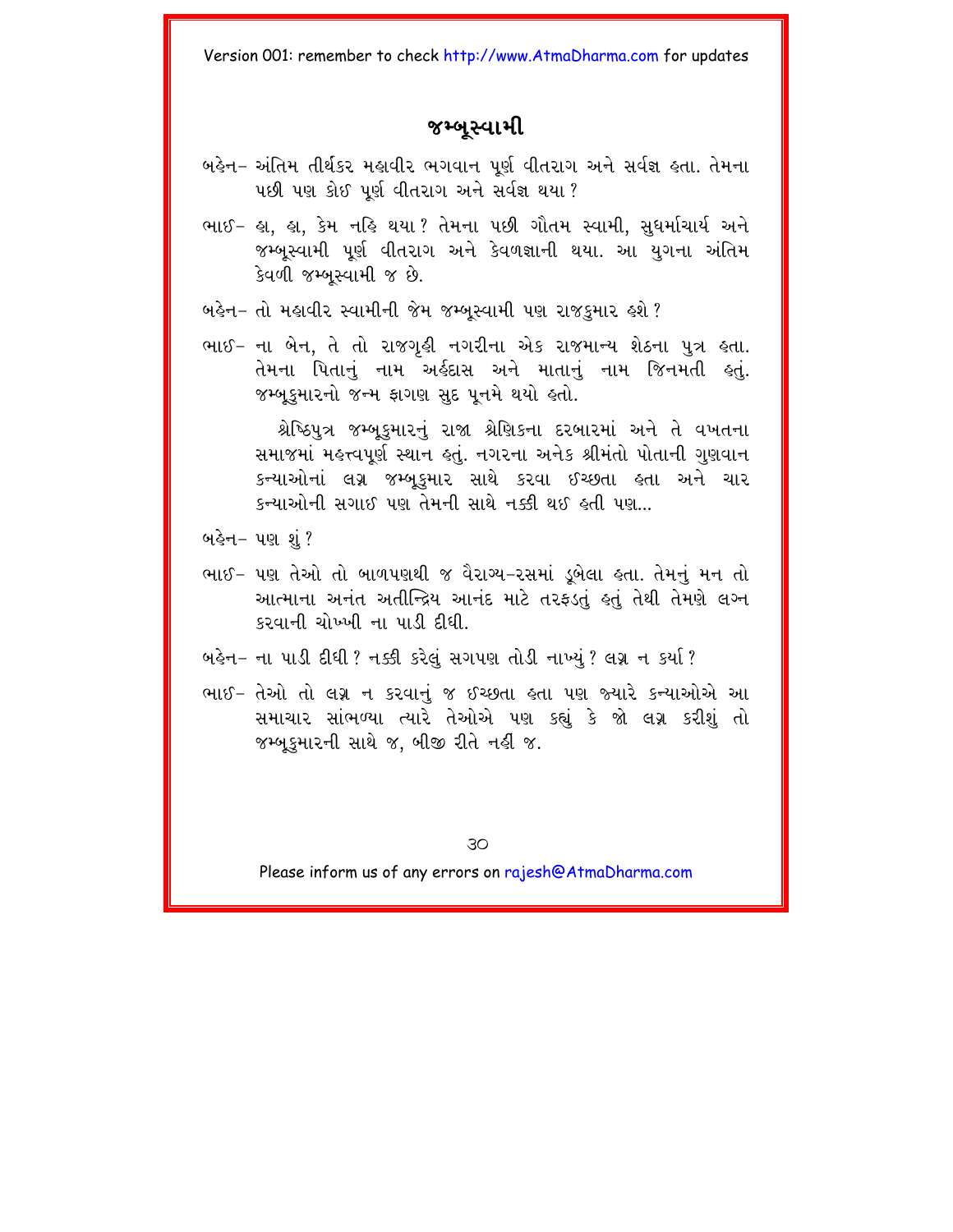# જમ્બૂસ્વામી

બહેન– અંતિમ તીર્થંકર મહાવીર ભગવાન પૂર્ણ વીતરાગ અને સર્વજ્ઞ હતા. તેમના પછી પણ કોઈ પૂર્ણ વીતરાગ અને સર્વજ્ઞ થયા?

ભાઈ– હા, હા, કેમ નહિ થયા? તેમના પછી ગૌતમ સ્વામી, સુધર્માચાર્ય અને જમ્બૂસ્વામી પૂર્ણ વીતરાગ અને કેવળજ્ઞાની થયા. આ યુગના અંતિમ કેવળી જમ્બૂસ્વામી જ છે.

બહેન– તો મહાવીર સ્વામીની જેમ જમ્બૂસ્વામી પણ રાજકુમાર હશે?

ભાઈ– ના બેન, તે તો રાજગૃહી નગરીના એક રાજમાન્ય શેઠના પુત્ર હતા. તેમના પિતાનું નામ અર્હદાસ અને માતાનું નામ જિનમતી હતું. જમ્બૂકુમારનો જન્મ ફાગણ સુદ પૂનમે થયો હતો.

શ્રેષ્ઠિપુત્ર જમ્બૂકુમારનું રાજા શ્રેણિકના દરબારમાં અને તે વખતના સમાજમાં મહત્ત્વપૂર્ણ સ્થાન હતું. નગરના અનેક શ્રીમંતો પોતાની ગુણવાન કન્યાઓનાં લગ્ન જમ્બૂકુમાર સાથે કરવા ઈચ્છતા હતા અને ચાર કન્યાઓની સગાઈ પણ તેમની સાથે નક્કી થઈ હતી પણ...

બહેન– પણ શું?

ભાઈ– પણ તેઓ તો બાળપણથી જ વૈરાગ્ય-રસમાં ડૂબેલા હતા. તેમનું મન તો આત્માના અનંત અતીન્દ્રિય આનંદ માટે તરફડતું હતું તેથી તેમણે લગ્ન કરવાની ચોખ્ખી ના પાડી દીધી.

બહેન– ના પાડી દીધી? નક્કી કરેલું સગપણ તોડી નાખ્યું? લગ્ન ન કર્યા?

ભાઈ– તેઓ તો લગ્ન ન કરવાનું જ ઈચ્છતા હતા પણ જ્યારે કન્યાઓએ આ સમાચાર સાંભળ્યા ત્યારે તેઓએ પણ કહ્યું કે જો લગ્ન કરીશું તો જમ્બૂકુમારની સાથે જ, બીજી રીતે નહીં જ.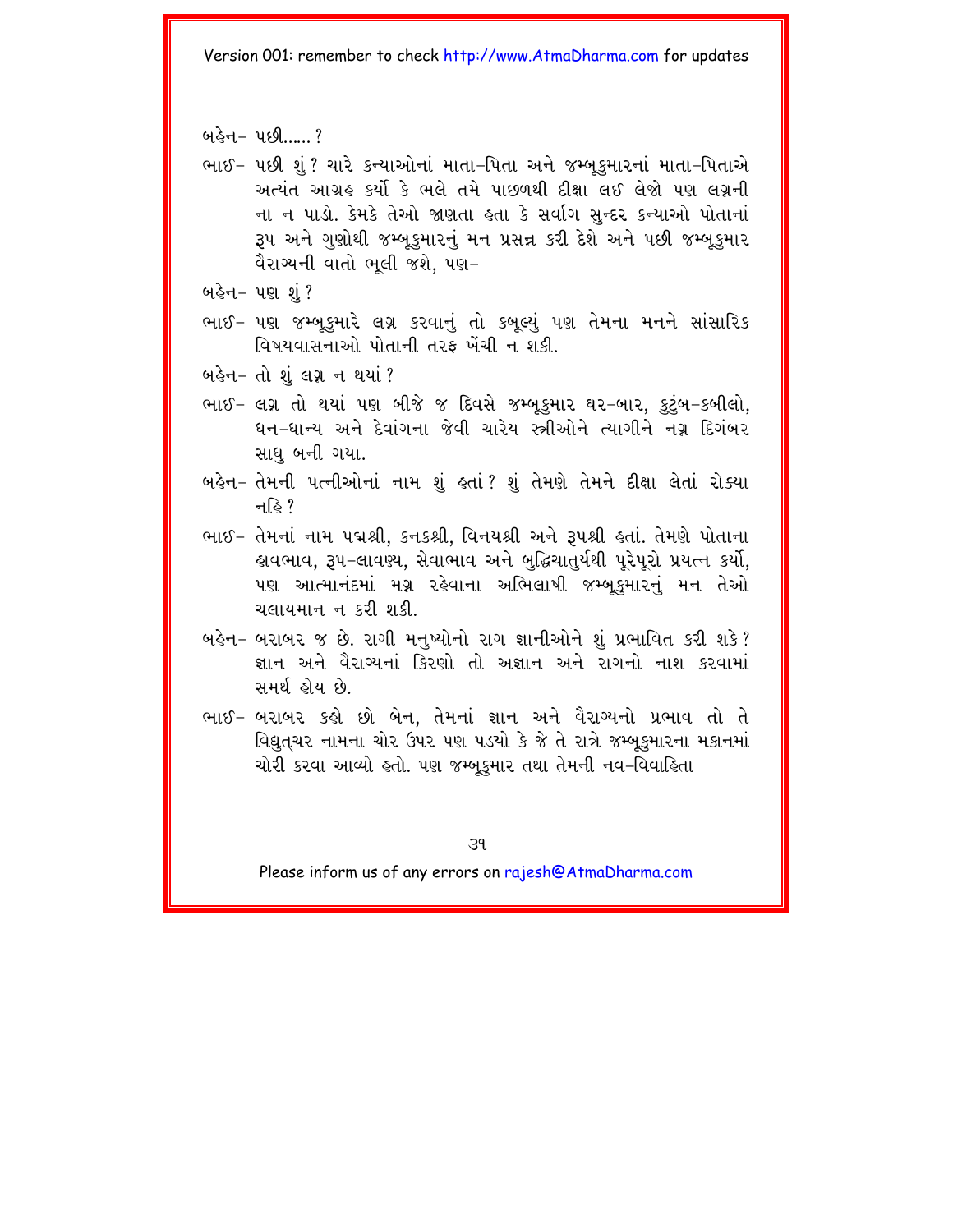બહેન– પછી...... ?

ભાઈ– પછી શું ? ચારે કન્યાઓનાં માતા-પિતા અને જમ્બૂકુમારનાં માતા-પિતાએ અત્યંત આગ્રહ કર્યો કે ભલે તમે પાછળથી દીક્ષા લઈ લેજો પણ લગ્નની ના ન પાડો. કેમકે તેઓ જાણતા હતા કે સર્વાંગ સુન્દર કન્યાઓ પોતાનાં રૂપ અને ગુણોથી જમ્બૂકુમારનું મન પ્રસન્ન કરી દેશે અને પછી જમ્બૂકુમાર વૈરાગ્યની વાતો ભૂલી જશે, પણ–

બહેન– પણ શું ?

ભાઈ– પણ જમ્બૂકુમારે લગ્ન કરવાનું તો કબૂલ્યું પણ તેમના મનને સાંસારિક વિષયવાસનાઓ પોતાની તરફ ખેંચી ન શકી.

બહેન– તો શું લગ્ન ન થયાં ?

ભાઈ– લગ્ન તો થયાં પણ બીજે જ દિવસે જમ્બૂકુમાર ઘર-બાર, કુટુંબ-કબીલો, ધન-ધાન્ય અને દેવાંગના જેવી ચારેય સ્ત્રીઓને ત્યાગીને નગ્ન દિગંબર સાધુ બની ગયા.

બહેન– તેમની પત્નીઓનાં નામ શું હતાં ? શું તેમણે તેમને દીક્ષા લેતાં રોક્યા નહિ ?

ભાઈ– તેમનાં નામ પદ્મશ્રી, કનકશ્રી, વિનયશ્રી અને રૂપશ્રી હતાં. તેમણે પોતાના હાવભાવ, રૂપ-લાવણ્ય, સેવાભાવ અને બુદ્ધિચાતુર્યથી પૂરેપૂરો પ્રયત્ન કર્યો, પણ આત્માનંદમાં મગ્ન રહેવાના અભિલાષી જમ્બૂકુમારનું મન તેઓ ચલાયમાન ન કરી શકી.

બહેન– બરાબર જ છે. રાગી મનુષ્યોનો રાગ જ્ઞાનીઓને શું પ્રભાવિત કરી શકે ? જ્ઞાન અને વૈરાગ્યનાં કિરણો તો અજ્ઞાન અને રાગનો નાશ કરવામાં સમર્થ હોય છે.

ભાઈ– બરાબર કહો છો બેન, તેમનાં જ્ઞાન અને વૈરાગ્યનો પ્રભાવ તો તે વિદ્યુત્ચર નામના ચોર ઉપર પણ પડ્યો કે જે તે રાત્રે જમ્બૂકુમારના મકાનમાં ચોરી કરવા આવ્યો હતો. પણ જમ્બૂકુમાર તથા તેમની નવ-વિવાહિતા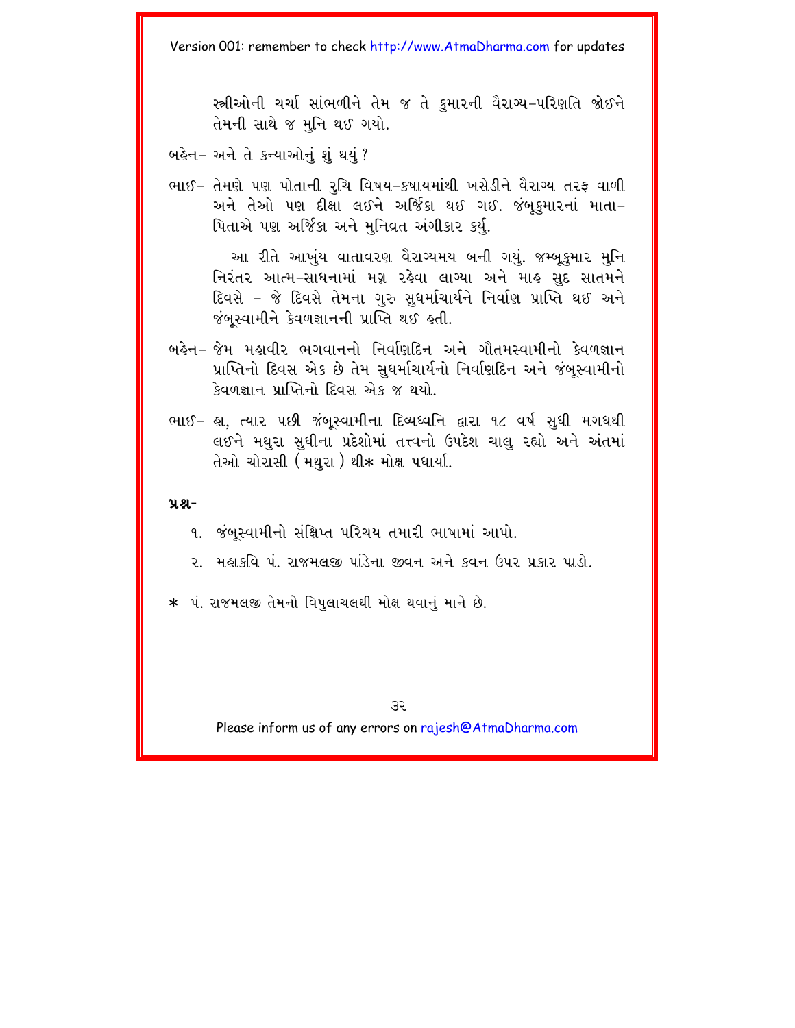સ્ત્રીઓની ચર્ચા સાંભળીને તેમ જ તે કુમારની વૈરાગ્ય-પરિણતિ જોઇને તેમની સાથે જ મુનિ થઈ ગયો.

બહેન- અને તે કન્યાઓનું શું થયું?

ભાઈ- તેમણે પણ પોતાની રુચિ વિષય-કષાયમાંથી ખસેડીને વૈરાગ્ય તરફ વાળી અને તેઓ પણ દીક્ષા લઈને અર્જિકા થઈ ગઈ. જંબૂકુમારનાં માતા-પિતાએ પણ અર્જિકા અને મુનિવ્રત અંગીકાર કર્યું.

આ રીતે આખુંય વાતાવરણ વૈરાગ્યમય બની ગયું. જમ્બૂકુમાર મુનિ નિરંતર આત્મ-સાધનામાં મગ્ન રહેવા લાગ્યા અને માહ સુદ સાતમને દિવસે - જે દિવસે તેમના ગુરુ સુધર્માચાર્યને નિર્વાણ પ્રાપ્તિ થઈ અને જંબૂસ્વામીને કેવળજ્ઞાનની પ્રાપ્તિ થઈ હતી.

બહેન- જેમ મહાવીર ભગવાનનો નિર્વાણદિન અને ગૌતમસ્વામીનો કેવળજ્ઞાન પ્રાપ્તિનો દિવસ એક છે તેમ સુધર્માચાર્યનો નિર્વાણદિન અને જંબૂસ્વામીનો કેવળજ્ઞાન પ્રાપ્તિનો દિવસ એક જ થયો.

ભાઈ- હા, ત્યાર પછી જંબૂસ્વામીના દિવ્યધ્વનિ દ્વારા ૧૮ વર્ષ સુધી મગધથી લઈને મથુરા સુધીના પ્રદેશોમાં તત્ત્વનો ઉપદેશ ચાલુ રહ્યો અને અંતમાં તેઓ ચોરાસી ( મથુરા ) થી* મોક્ષ પધાર્યા.

**પ્રશ્ન-**

૧. જંબૂસ્વામીનો સંક્ષિપ્ત પરિચય તમારી ભાષામાં આપો.

૨. મહાકવિ પં. રાજમલજી પાંડેના જીવન અને કવન ઉપર પ્રકાર પાડો.

---

\* પં. રાજમલજી તેમનો વિપુલાચલથી મોક્ષ થવાનું માને છે.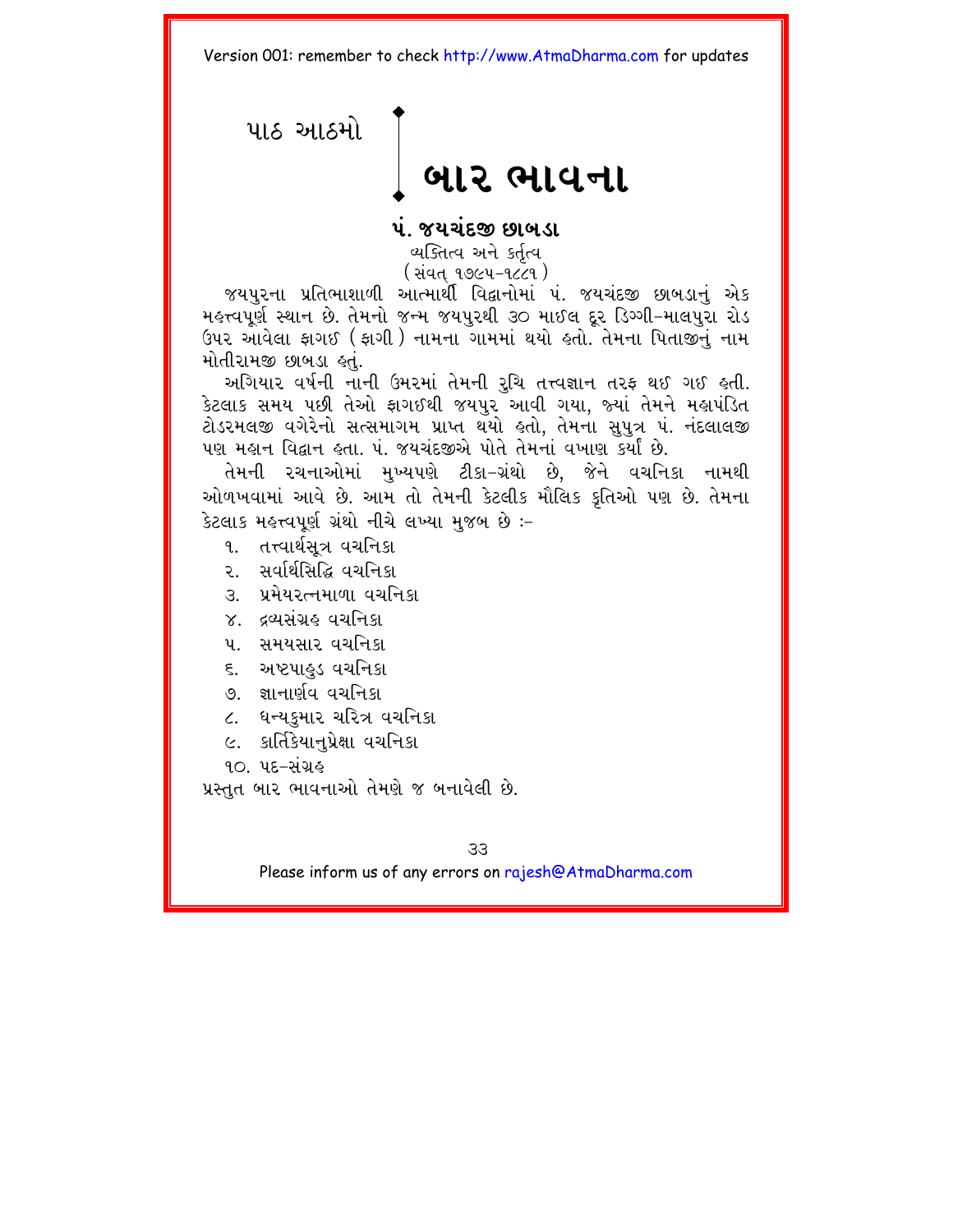પાઠ આઠમો

# બાર ભાવના

## પં. જયચંદજી છાબડા

વ્યક્તિત્વ અને કર્તૃત્વ
(સંવત્ ૧૭૯૫-૧૮૮૧)

જયપુરના પ્રતિભાશાળી આત્માર્થી વિદ્વાનોમાં પં. જયચંદજી છાબડાનું એક મહત્ત્વપૂર્ણ સ્થાન છે. તેમનો જન્મ જયપુરથી ૩૦ માઈલ દૂર ડિગ્ગી-માલપુરા રોડ ઉપર આવેલા ફાગઈ (ફાગી) નામના ગામમાં થયો હતો. તેમના પિતાજીનું નામ મોતીરામજી છાબડા હતું.

અગિયાર વર્ષની નાની ઉંમરમાં તેમની રુચિ તત્ત્વજ્ઞાન તરફ થઈ ગઈ હતી. કેટલાક સમય પછી તેઓ ફાગઈથી જયપુર આવી ગયા, જ્યાં તેમને મહાપંડિત ટોડરમલજી વગેરેનો સત્સમાગમ પ્રાપ્ત થયો હતો, તેમના સુપુત્ર પં. નંદલાલજી પણ મહાન વિદ્વાન હતા. પં. જયચંદજીએ પોતે તેમનાં વખાણ કર્યાં છે.

તેમની રચનાઓમાં મુખ્યપણે ટીકા-ગ્રંથો છે, જેને વચનિકા નામથી ઓળખવામાં આવે છે. આમ તો તેમની કેટલીક મૌલિક કૃતિઓ પણ છે. તેમના કેટલાક મહત્ત્વપૂર્ણ ગ્રંથો નીચે લખ્યા મુજબ છે :-

૧. તત્ત્વાર્થસૂત્ર વચનિકા
૨. સર્વાર્થસિદ્ધિ વચનિકા
૩. પ્રમેયરત્નમાળા વચનિકા
૪. દ્રવ્યસંગ્રહ વચનિકા
૫. સમયસાર વચનિકા
૬. અષ્ટપાહુડ વચનિકા
૭. જ્ઞાનાર્ણવ વચનિકા
૮. ધન્યકુમાર ચરિત્ર વચનિકા
૯. કાર્તિકેયાનુપ્રેક્ષા વચનિકા
૧૦. પદ-સંગ્રહ

પ્રસ્તુત બાર ભાવનાઓ તેમણે જ બનાવેલી છે.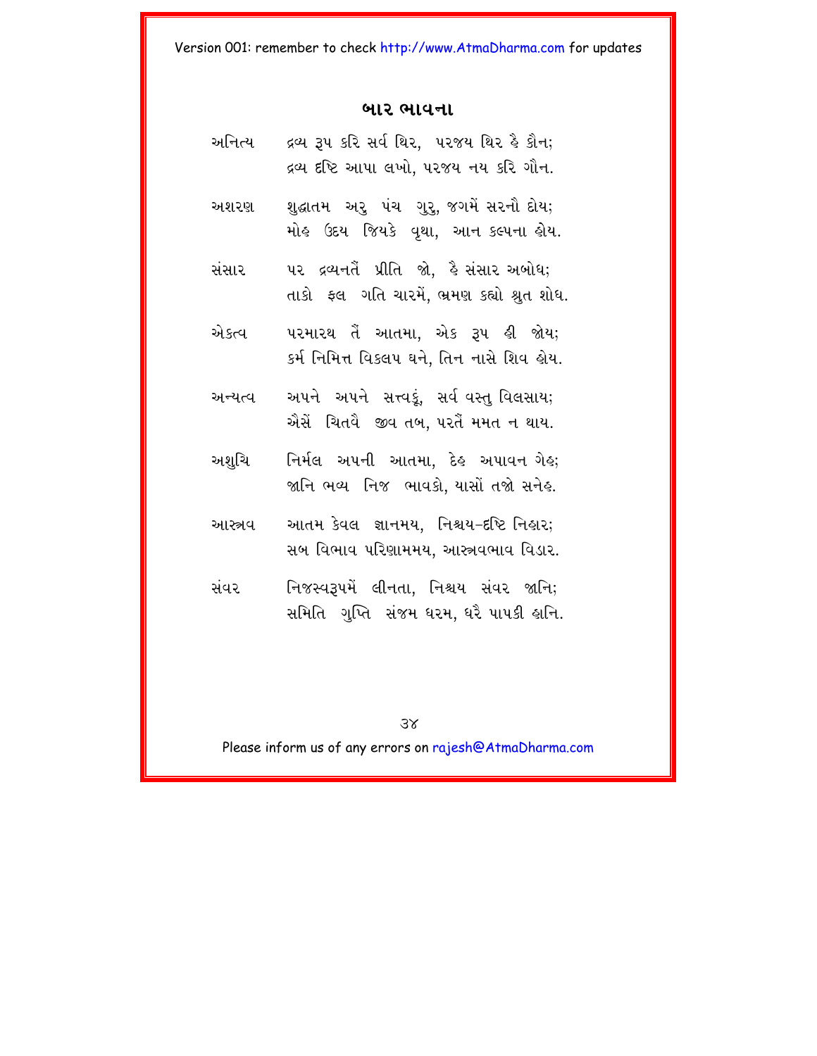## બાર ભાવના

**અનિત્ય**

દ્રવ્ય રૂપ કરિ સર્વ થિર, પરજય થિર હૈ કૌન;
દ્રવ્ય દૃષ્ટિ આપા લખો, પરજય નય કરિ ગૌન.

**અશરણ**

શુદ્ધાતમ અરુ પંચ ગુરુ, જગમેં સરનૌ દોય;
મોહ ઉદય જિયકે વૃથા, આન કલ્પના હોય.

**સંસાર**

પર દ્રવ્યનતૈં પ્રીતિ જો, હૈ સંસાર અબોધ;
તાકો ફલ ગતિ ચારમેં, ભ્રમણ કહ્યો શ્રુત શોધ.

**એકત્વ**

પરમારથ તૈં આતમા, એક રૂપ હી જોય;
કર્મ નિમિત્ત વિકલપ ઘને, તિન નાસે શિવ હોય.

**અન્યત્વ**

અપને અપને સત્ત્વકૂં, સર્વ વસ્તુ વિલસાય;
ઐસેં ચિતવૈ જીવ તબ, પરતૈં મમત ન થાય.

**અશુચિ**

નિર્મલ અપની આતમા, દેહ અપાવન ગેહ;
જાનિ ભવ્ય નિજ ભાવકો, યાસોં તજો સનેહ.

**આસ્ત્રવ**

આતમ કેવલ જ્ઞાનમય, નિશ્ચય-દૃષ્ટિ નિહાર;
સબ વિભાવ પરિણામમય, આસ્ત્રવભાવ વિડાર.

**સંવર**

નિજસ્વરૂપમેં લીનતા, નિશ્ચય સંવર જાનિ;
સમિતિ ગુપ્તિ સંજમ ધરમ, ધરૈ પાપકી હાનિ.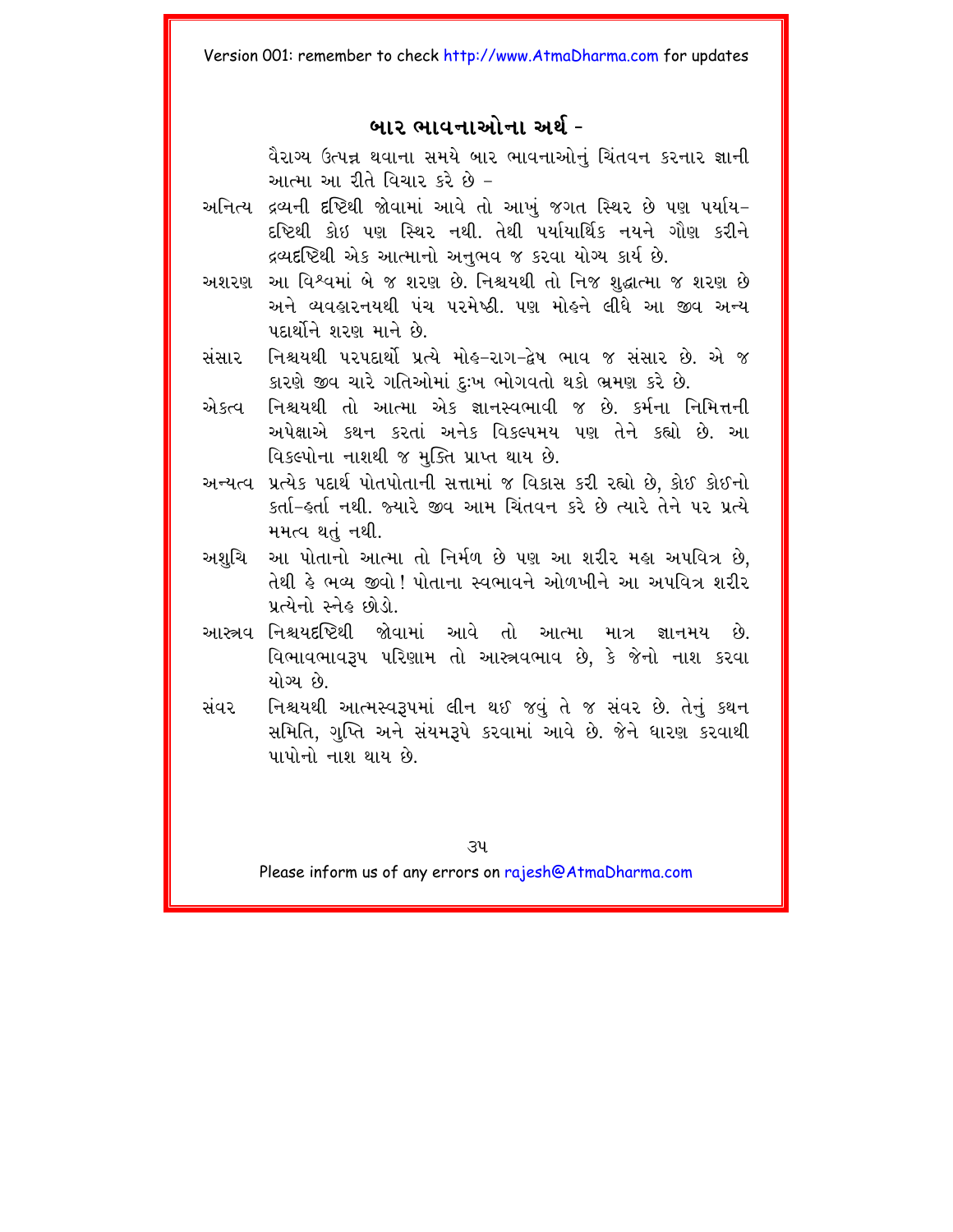## બાર ભાવનાઓના અર્થ -

વૈરાગ્ય ઉત્પન્ન થવાના સમયે બાર ભાવનાઓનું ચિંતવન કરનાર જ્ઞાની આત્મા આ રીતે વિચાર કરે છે –

**અનિત્ય** દ્રવ્યની દૃષ્ટિથી જોવામાં આવે તો આખું જગત સ્થિર છે પણ પર્યાય–દૃષ્ટિથી કોઇ પણ સ્થિર નથી. તેથી પર્યાયાર્થિક નયને ગૌણ કરીને દ્રવ્યદૃષ્ટિથી એક આત્માનો અનુભવ જ કરવા યોગ્ય કાર્ય છે.

**અશરણ** આ વિશ્વમાં બે જ શરણ છે. નિશ્ચયથી તો નિજ શુદ્ધાત્મા જ શરણ છે અને વ્યવહારનયથી પંચ પરમેષ્ઠી. પણ મોહને લીધે આ જીવ અન્ય પદાર્થોને શરણ માને છે.

**સંસાર** નિશ્ચયથી પરપદાર્થો પ્રત્યે મોહ–રાગ–દ્વેષ ભાવ જ સંસાર છે. એ જ કારણે જીવ ચારે ગતિઓમાં દુઃખ ભોગવતો થકો ભ્રમણ કરે છે.

**એકત્વ** નિશ્ચયથી તો આત્મા એક જ્ઞાનસ્વભાવી જ છે. કર્મના નિમિત્તની અપેક્ષાએ કથન કરતાં અનેક વિકલ્પમય પણ તેને કહ્યો છે. આ વિકલ્પોના નાશથી જ મુક્તિ પ્રાપ્ત થાય છે.

**અન્યત્વ** પ્રત્યેક પદાર્થ પોતપોતાની સત્તામાં જ વિકાસ કરી રહ્યો છે, કોઈ કોઈનો કર્તા–હર્તા નથી. જ્યારે જીવ આમ ચિંતવન કરે છે ત્યારે તેને પર પ્રત્યે મમત્વ થતું નથી.

**અશુચિ** આ પોતાનો આત્મા તો નિર્મળ છે પણ આ શરીર મહા અપવિત્ર છે, તેથી હે ભવ્ય જીવો! પોતાના સ્વભાવને ઓળખીને આ અપવિત્ર શરીર પ્રત્યેનો સ્નેહ છોડો.

**આસ્રવ** નિશ્ચયદૃષ્ટિથી જોવામાં આવે તો આત્મા માત્ર જ્ઞાનમય છે. વિભાવભાવરૂપ પરિણામ તો આસ્રવભાવ છે, કે જેનો નાશ કરવા યોગ્ય છે.

**સંવર** નિશ્ચયથી આત્મસ્વરૂપમાં લીન થઈ જવું તે જ સંવર છે. તેનું કથન સમિતિ, ગુપ્તિ અને સંયમરૂપે કરવામાં આવે છે. જેને ધારણ કરવાથી પાપોનો નાશ થાય છે.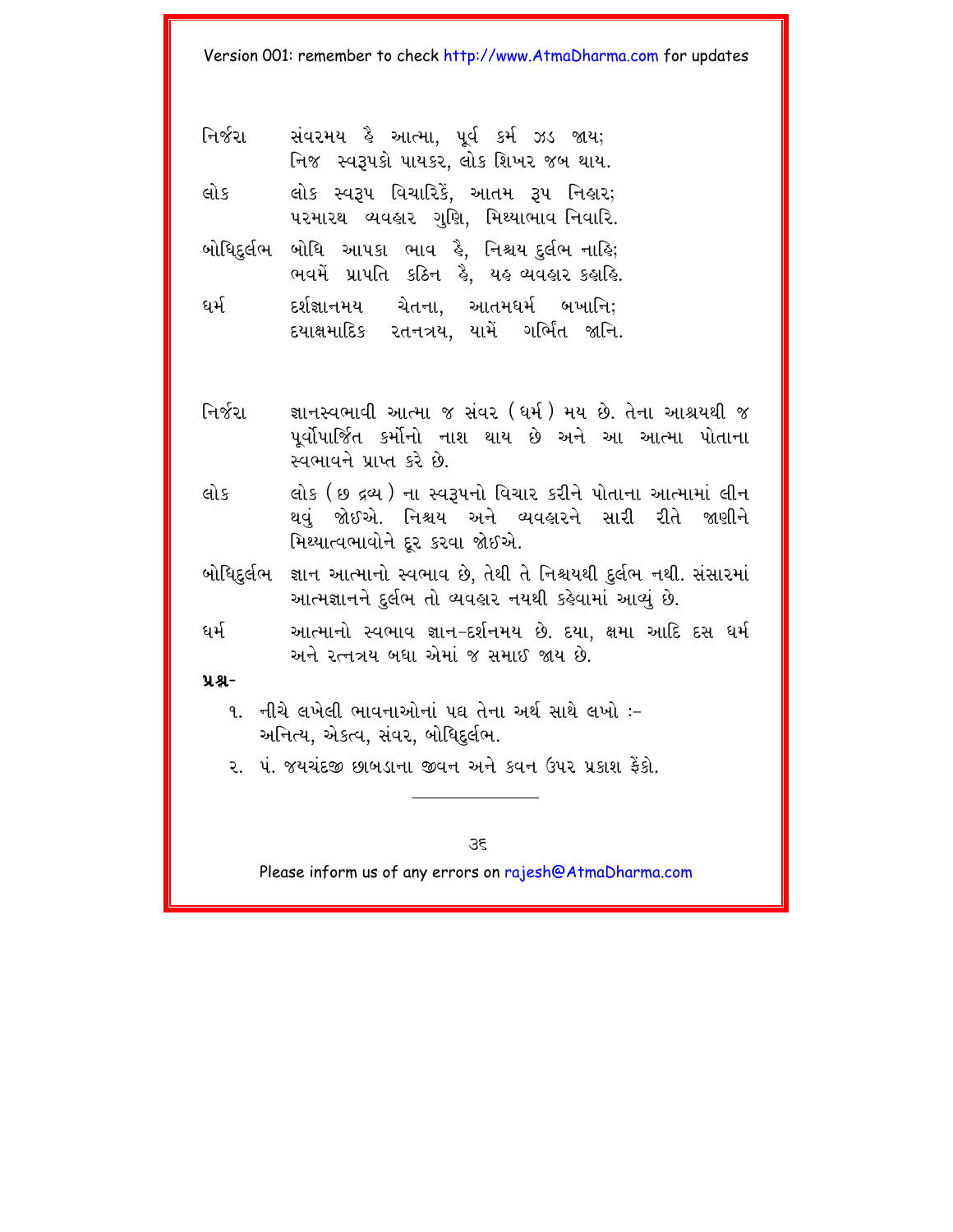| | |
|---|---|
| નિર્જરા | સંવરમય હૈ આત્મા, પૂર્વ કર્મ ઝડ જાય;<br>નિજ સ્વરૂપકો પાયકર, લોક શિખર જબ થાય. |
| લોક | લોક સ્વરૂપ વિચારિકેં, આતમ રૂપ નિહાર;<br>પરમારથ વ્યવહાર ગુણિ, મિથ્યાભાવ નિવારિ. |
| બોધિદુર્લભ | બોધિ આપકા ભાવ હૈ, નિશ્ચય દુર્લભ નાહિ;<br>ભવમેં પ્રાપતિ કઠિન હૈ, યહ વ્યવહાર કહાહિ. |
| ધર્મ | દર્શજ્ઞાનમય ચેતના, આતમધર્મ બખાનિ;<br>દયાક્ષમાદિક રતનત્રય, યામેં ગર્ભિત જાનિ. |

| | |
|---|---|
| નિર્જરા | જ્ઞાનસ્વભાવી આત્મા જ સંવર (ધર્મ) મય છે. તેના આશ્રયથી જ પૂર્વોપાર્જિત કર્મોનો નાશ થાય છે અને આ આત્મા પોતાના સ્વભાવને પ્રાપ્ત કરે છે. |
| લોક | લોક (છ દ્રવ્ય) ના સ્વરૂપનો વિચાર કરીને પોતાના આત્મામાં લીન થવું જોઈએ. નિશ્ચય અને વ્યવહારને સારી રીતે જાણીને મિથ્યાત્વભાવોને દૂર કરવા જોઈએ. |
| બોધિદુર્લભ | જ્ઞાન આત્માનો સ્વભાવ છે, તેથી તે નિશ્ચયથી દુર્લભ નથી. સંસારમાં આત્મજ્ઞાનને દુર્લભ તો વ્યવહાર નયથી કહેવામાં આવ્યું છે. |
| ધર્મ | આત્માનો સ્વભાવ જ્ઞાન-દર્શનમય છે. દયા, ક્ષમા આદિ દસ ધર્મ અને રત્નત્રય બધા એમાં જ સમાઈ જાય છે. |

**પ્રશ્ન-**

૧. નીચે લખેલી ભાવનાઓનાં પદ્ય તેના અર્થ સાથે લખો :-
અનિત્ય, એકત્વ, સંવર, બોધિદુર્લભ.

૨. પં. જયચંદજી છાબડાના જીવન અને કવન ઉપર પ્રકાશ ફેંકો.